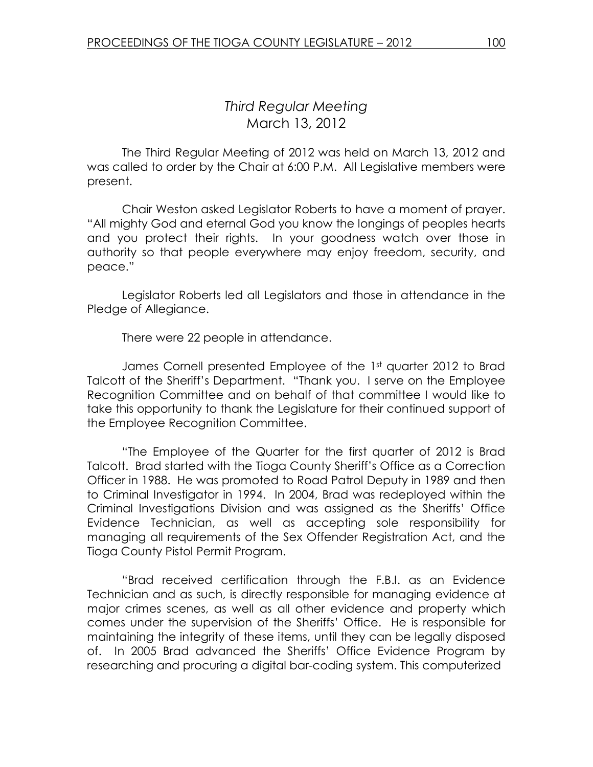## *Third Regular Meeting*
## March 13, 2012

The Third Regular Meeting of 2012 was held on March 13, 2012 and was called to order by the Chair at 6:00 P.M. All Legislative members were present.

Chair Weston asked Legislator Roberts to have a moment of prayer. "All mighty God and eternal God you know the longings of peoples hearts and you protect their rights. In your goodness watch over those in authority so that people everywhere may enjoy freedom, security, and peace."

Legislator Roberts led all Legislators and those in attendance in the Pledge of Allegiance.

There were 22 people in attendance.

James Cornell presented Employee of the 1st quarter 2012 to Brad Talcott of the Sheriff's Department. "Thank you. I serve on the Employee Recognition Committee and on behalf of that committee I would like to take this opportunity to thank the Legislature for their continued support of the Employee Recognition Committee.

"The Employee of the Quarter for the first quarter of 2012 is Brad Talcott. Brad started with the Tioga County Sheriff's Office as a Correction Officer in 1988. He was promoted to Road Patrol Deputy in 1989 and then to Criminal Investigator in 1994. In 2004, Brad was redeployed within the Criminal Investigations Division and was assigned as the Sheriffs' Office Evidence Technician, as well as accepting sole responsibility for managing all requirements of the Sex Offender Registration Act, and the Tioga County Pistol Permit Program.

"Brad received certification through the F.B.I. as an Evidence Technician and as such, is directly responsible for managing evidence at major crimes scenes, as well as all other evidence and property which comes under the supervision of the Sheriffs' Office. He is responsible for maintaining the integrity of these items, until they can be legally disposed of. In 2005 Brad advanced the Sheriffs' Office Evidence Program by researching and procuring a digital bar-coding system. This computerized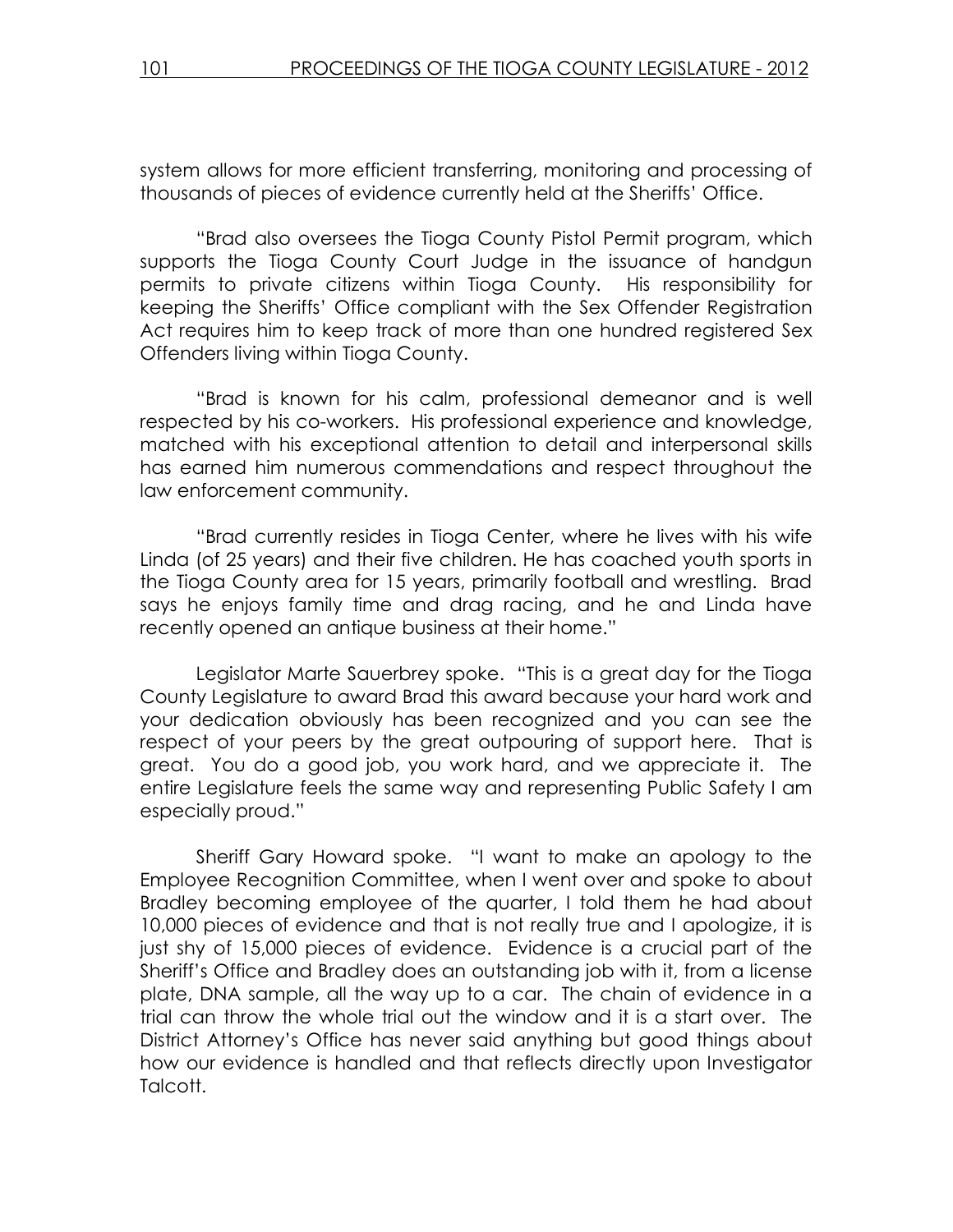system allows for more efficient transferring, monitoring and processing of thousands of pieces of evidence currently held at the Sheriffs' Office.

"Brad also oversees the Tioga County Pistol Permit program, which supports the Tioga County Court Judge in the issuance of handgun permits to private citizens within Tioga County. His responsibility for keeping the Sheriffs' Office compliant with the Sex Offender Registration Act requires him to keep track of more than one hundred registered Sex Offenders living within Tioga County.

"Brad is known for his calm, professional demeanor and is well respected by his co-workers. His professional experience and knowledge, matched with his exceptional attention to detail and interpersonal skills has earned him numerous commendations and respect throughout the law enforcement community.

"Brad currently resides in Tioga Center, where he lives with his wife Linda (of 25 years) and their five children. He has coached youth sports in the Tioga County area for 15 years, primarily football and wrestling. Brad says he enjoys family time and drag racing, and he and Linda have recently opened an antique business at their home."

Legislator Marte Sauerbrey spoke. "This is a great day for the Tioga County Legislature to award Brad this award because your hard work and your dedication obviously has been recognized and you can see the respect of your peers by the great outpouring of support here. That is great. You do a good job, you work hard, and we appreciate it. The entire Legislature feels the same way and representing Public Safety I am especially proud."

Sheriff Gary Howard spoke. "I want to make an apology to the Employee Recognition Committee, when I went over and spoke to about Bradley becoming employee of the quarter, I told them he had about 10,000 pieces of evidence and that is not really true and I apologize, it is just shy of 15,000 pieces of evidence. Evidence is a crucial part of the Sheriff's Office and Bradley does an outstanding job with it, from a license plate, DNA sample, all the way up to a car. The chain of evidence in a trial can throw the whole trial out the window and it is a start over. The District Attorney's Office has never said anything but good things about how our evidence is handled and that reflects directly upon Investigator Talcott.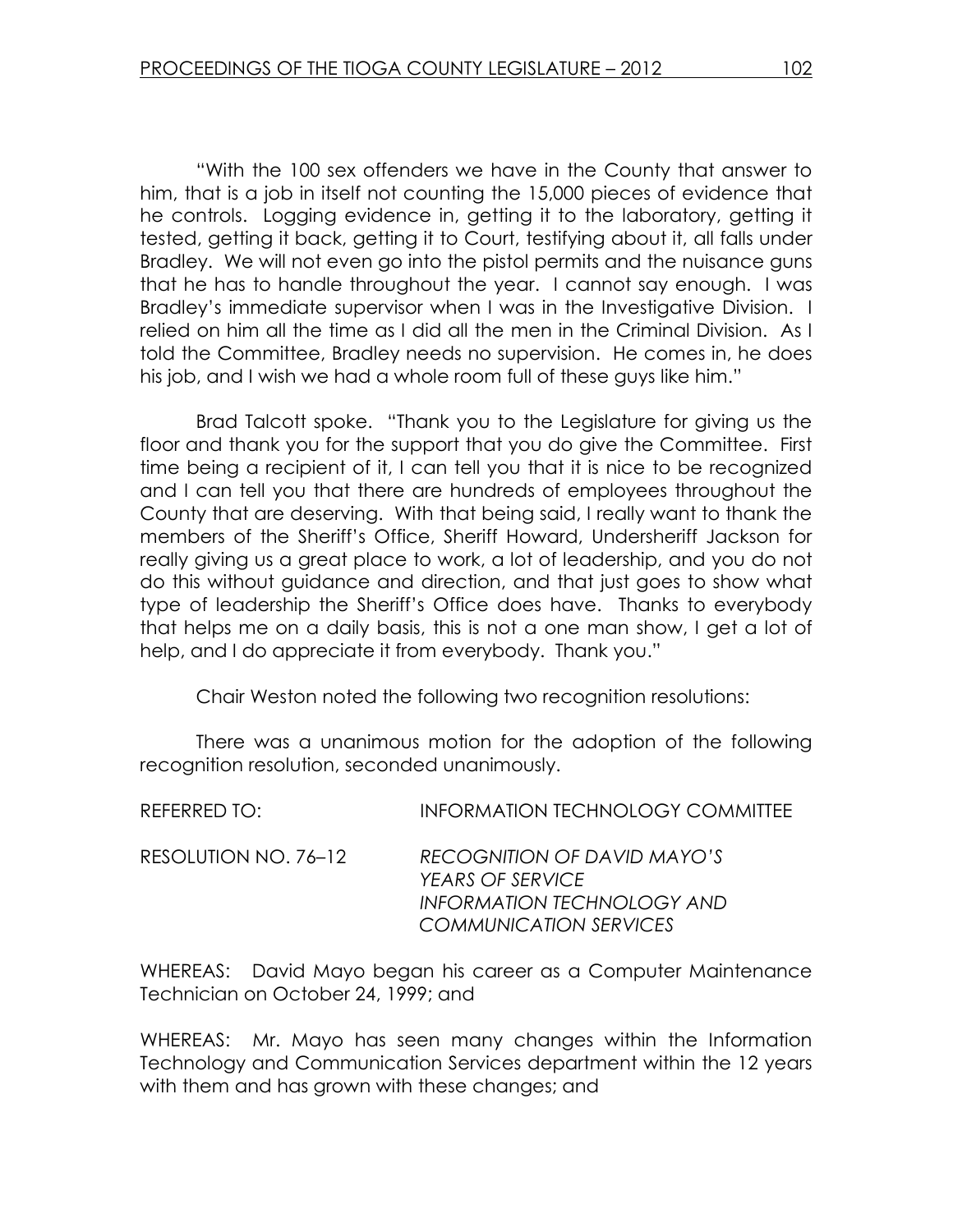"With the 100 sex offenders we have in the County that answer to him, that is a job in itself not counting the 15,000 pieces of evidence that he controls. Logging evidence in, getting it to the laboratory, getting it tested, getting it back, getting it to Court, testifying about it, all falls under Bradley. We will not even go into the pistol permits and the nuisance guns that he has to handle throughout the year. I cannot say enough. I was Bradley's immediate supervisor when I was in the Investigative Division. I relied on him all the time as I did all the men in the Criminal Division. As I told the Committee, Bradley needs no supervision. He comes in, he does his job, and I wish we had a whole room full of these guys like him."

Brad Talcott spoke. "Thank you to the Legislature for giving us the floor and thank you for the support that you do give the Committee. First time being a recipient of it, I can tell you that it is nice to be recognized and I can tell you that there are hundreds of employees throughout the County that are deserving. With that being said, I really want to thank the members of the Sheriff's Office, Sheriff Howard, Undersheriff Jackson for really giving us a great place to work, a lot of leadership, and you do not do this without guidance and direction, and that just goes to show what type of leadership the Sheriff's Office does have. Thanks to everybody that helps me on a daily basis, this is not a one man show, I get a lot of help, and I do appreciate it from everybody. Thank you."

Chair Weston noted the following two recognition resolutions:

There was a unanimous motion for the adoption of the following recognition resolution, seconded unanimously.

REFERRED TO: INFORMATION TECHNOLOGY COMMITTEE

RESOLUTION NO. 76–12 *RECOGNITION OF DAVID MAYO'S YEARS OF SERVICE INFORMATION TECHNOLOGY AND COMMUNICATION SERVICES*

WHEREAS: David Mayo began his career as a Computer Maintenance Technician on October 24, 1999; and

WHEREAS: Mr. Mayo has seen many changes within the Information Technology and Communication Services department within the 12 years with them and has grown with these changes; and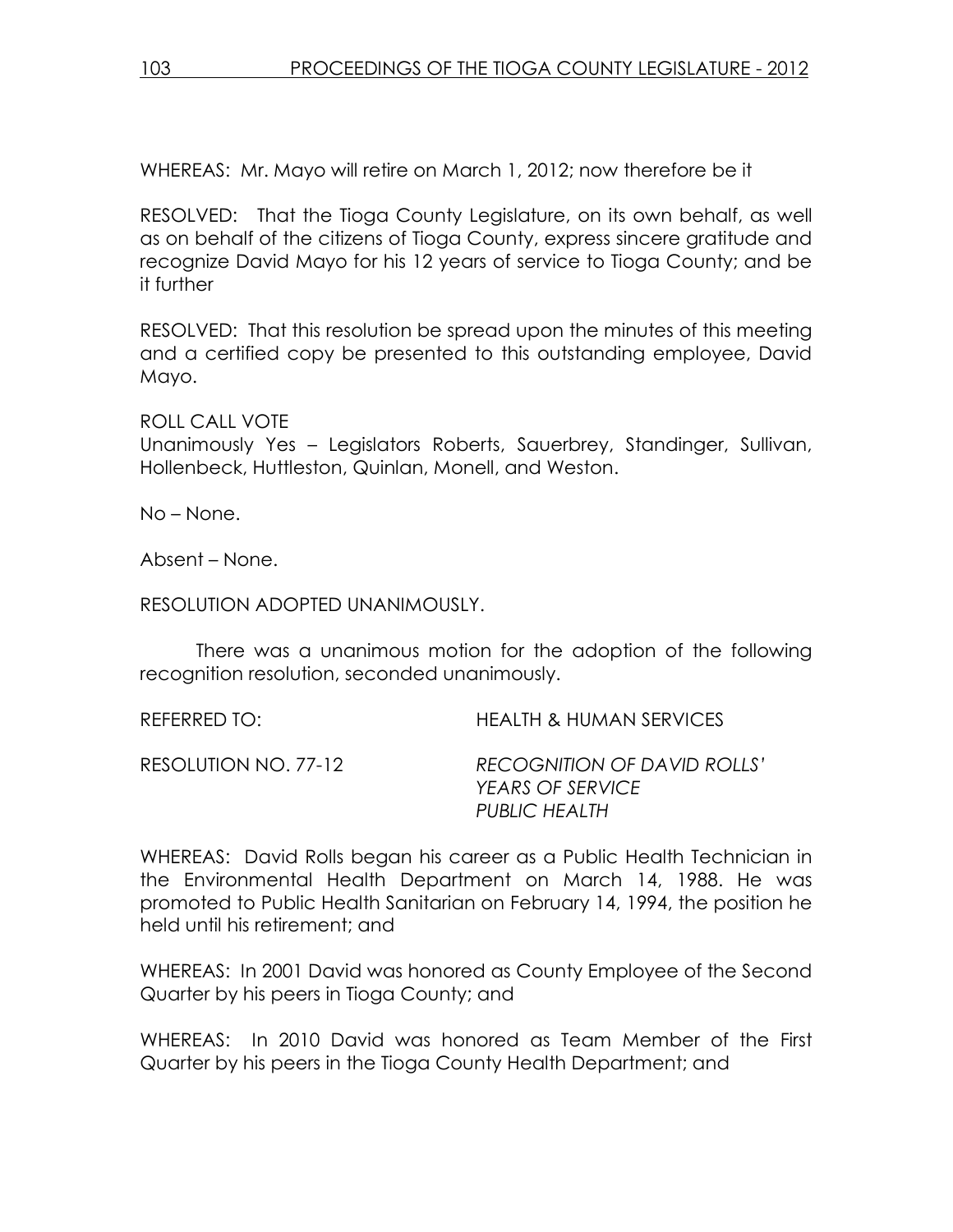WHEREAS: Mr. Mayo will retire on March 1, 2012; now therefore be it

RESOLVED: That the Tioga County Legislature, on its own behalf, as well as on behalf of the citizens of Tioga County, express sincere gratitude and recognize David Mayo for his 12 years of service to Tioga County; and be it further

RESOLVED: That this resolution be spread upon the minutes of this meeting and a certified copy be presented to this outstanding employee, David Mayo.

ROLL CALL VOTE
Unanimously Yes – Legislators Roberts, Sauerbrey, Standinger, Sullivan, Hollenbeck, Huttleston, Quinlan, Monell, and Weston.

No – None.

Absent – None.

RESOLUTION ADOPTED UNANIMOUSLY.

There was a unanimous motion for the adoption of the following recognition resolution, seconded unanimously.

REFERRED TO: HEALTH & HUMAN SERVICES

RESOLUTION NO. 77-12 *RECOGNITION OF DAVID ROLLS' YEARS OF SERVICE PUBLIC HEALTH*

WHEREAS: David Rolls began his career as a Public Health Technician in the Environmental Health Department on March 14, 1988. He was promoted to Public Health Sanitarian on February 14, 1994, the position he held until his retirement; and

WHEREAS: In 2001 David was honored as County Employee of the Second Quarter by his peers in Tioga County; and

WHEREAS: In 2010 David was honored as Team Member of the First Quarter by his peers in the Tioga County Health Department; and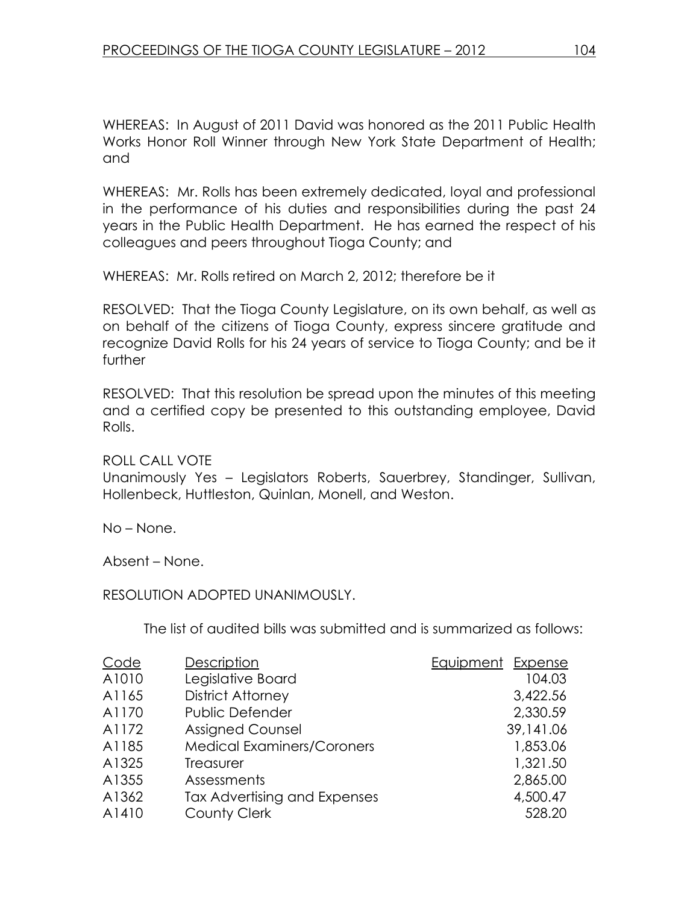WHEREAS: In August of 2011 David was honored as the 2011 Public Health Works Honor Roll Winner through New York State Department of Health; and

WHEREAS: Mr. Rolls has been extremely dedicated, loyal and professional in the performance of his duties and responsibilities during the past 24 years in the Public Health Department. He has earned the respect of his colleagues and peers throughout Tioga County; and

WHEREAS: Mr. Rolls retired on March 2, 2012; therefore be it

RESOLVED: That the Tioga County Legislature, on its own behalf, as well as on behalf of the citizens of Tioga County, express sincere gratitude and recognize David Rolls for his 24 years of service to Tioga County; and be it further

RESOLVED: That this resolution be spread upon the minutes of this meeting and a certified copy be presented to this outstanding employee, David Rolls.

ROLL CALL VOTE
Unanimously Yes – Legislators Roberts, Sauerbrey, Standinger, Sullivan, Hollenbeck, Huttleston, Quinlan, Monell, and Weston.

No – None.

Absent – None.

RESOLUTION ADOPTED UNANIMOUSLY.

The list of audited bills was submitted and is summarized as follows:

| Code | Description | Equipment | Expense |
|---|---|---|---|
| A1010 | Legislative Board | | 104.03 |
| A1165 | District Attorney | | 3,422.56 |
| A1170 | Public Defender | | 2,330.59 |
| A1172 | Assigned Counsel | | 39,141.06 |
| A1185 | Medical Examiners/Coroners | | 1,853.06 |
| A1325 | Treasurer | | 1,321.50 |
| A1355 | Assessments | | 2,865.00 |
| A1362 | Tax Advertising and Expenses | | 4,500.47 |
| A1410 | County Clerk | | 528.20 |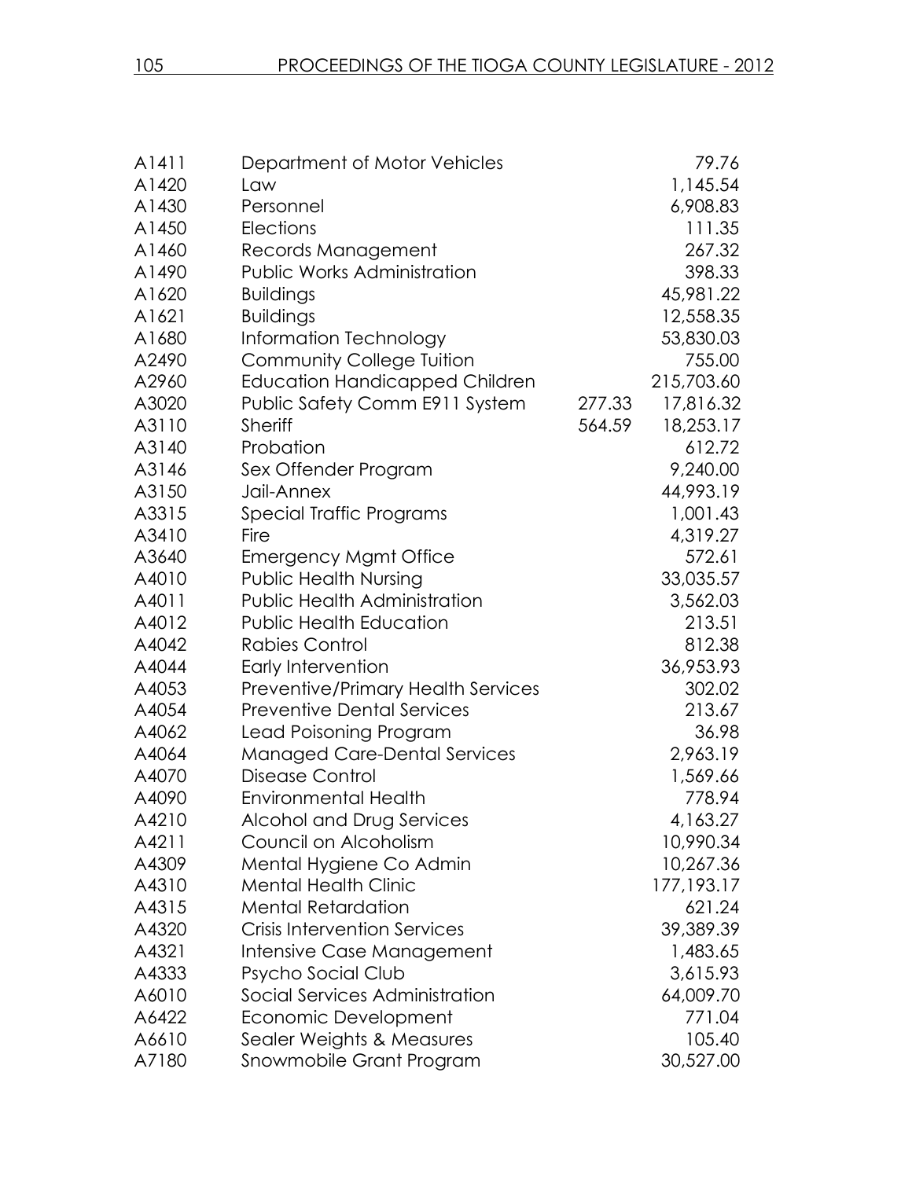| | | | |
|---|---|---|---|
| A1411 | Department of Motor Vehicles | | 79.76 |
| A1420 | Law | | 1,145.54 |
| A1430 | Personnel | | 6,908.83 |
| A1450 | Elections | | 111.35 |
| A1460 | Records Management | | 267.32 |
| A1490 | Public Works Administration | | 398.33 |
| A1620 | Buildings | | 45,981.22 |
| A1621 | Buildings | | 12,558.35 |
| A1680 | Information Technology | | 53,830.03 |
| A2490 | Community College Tuition | | 755.00 |
| A2960 | Education Handicapped Children | | 215,703.60 |
| A3020 | Public Safety Comm E911 System | 277.33 | 17,816.32 |
| A3110 | Sheriff | 564.59 | 18,253.17 |
| A3140 | Probation | | 612.72 |
| A3146 | Sex Offender Program | | 9,240.00 |
| A3150 | Jail-Annex | | 44,993.19 |
| A3315 | Special Traffic Programs | | 1,001.43 |
| A3410 | Fire | | 4,319.27 |
| A3640 | Emergency Mgmt Office | | 572.61 |
| A4010 | Public Health Nursing | | 33,035.57 |
| A4011 | Public Health Administration | | 3,562.03 |
| A4012 | Public Health Education | | 213.51 |
| A4042 | Rabies Control | | 812.38 |
| A4044 | Early Intervention | | 36,953.93 |
| A4053 | Preventive/Primary Health Services | | 302.02 |
| A4054 | Preventive Dental Services | | 213.67 |
| A4062 | Lead Poisoning Program | | 36.98 |
| A4064 | Managed Care-Dental Services | | 2,963.19 |
| A4070 | Disease Control | | 1,569.66 |
| A4090 | Environmental Health | | 778.94 |
| A4210 | Alcohol and Drug Services | | 4,163.27 |
| A4211 | Council on Alcoholism | | 10,990.34 |
| A4309 | Mental Hygiene Co Admin | | 10,267.36 |
| A4310 | Mental Health Clinic | | 177,193.17 |
| A4315 | Mental Retardation | | 621.24 |
| A4320 | Crisis Intervention Services | | 39,389.39 |
| A4321 | Intensive Case Management | | 1,483.65 |
| A4333 | Psycho Social Club | | 3,615.93 |
| A6010 | Social Services Administration | | 64,009.70 |
| A6422 | Economic Development | | 771.04 |
| A6610 | Sealer Weights & Measures | | 105.40 |
| A7180 | Snowmobile Grant Program | | 30,527.00 |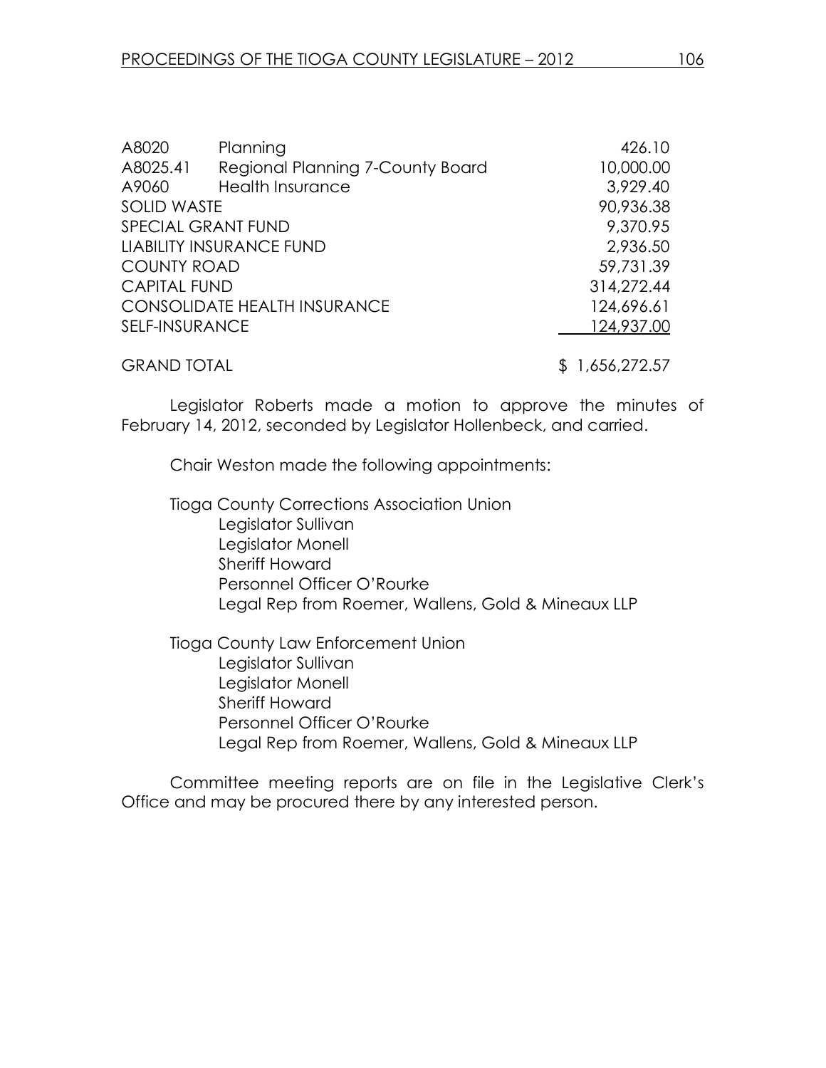| | | |
|---|---|---|
| A8020 | Planning | 426.10 |
| A8025.41 | Regional Planning 7-County Board | 10,000.00 |
| A9060 | Health Insurance | 3,929.40 |
| SOLID WASTE | | 90,936.38 |
| SPECIAL GRANT FUND | | 9,370.95 |
| LIABILITY INSURANCE FUND | | 2,936.50 |
| COUNTY ROAD | | 59,731.39 |
| CAPITAL FUND | | 314,272.44 |
| CONSOLIDATE HEALTH INSURANCE | | 124,696.61 |
| SELF-INSURANCE | | 124,937.00 |
| GRAND TOTAL | | $ 1,656,272.57 |

Legislator Roberts made a motion to approve the minutes of February 14, 2012, seconded by Legislator Hollenbeck, and carried.

Chair Weston made the following appointments:

Tioga County Corrections Association Union
- Legislator Sullivan
- Legislator Monell
- Sheriff Howard
- Personnel Officer O'Rourke
- Legal Rep from Roemer, Wallens, Gold & Mineaux LLP

Tioga County Law Enforcement Union
- Legislator Sullivan
- Legislator Monell
- Sheriff Howard
- Personnel Officer O'Rourke
- Legal Rep from Roemer, Wallens, Gold & Mineaux LLP

Committee meeting reports are on file in the Legislative Clerk's Office and may be procured there by any interested person.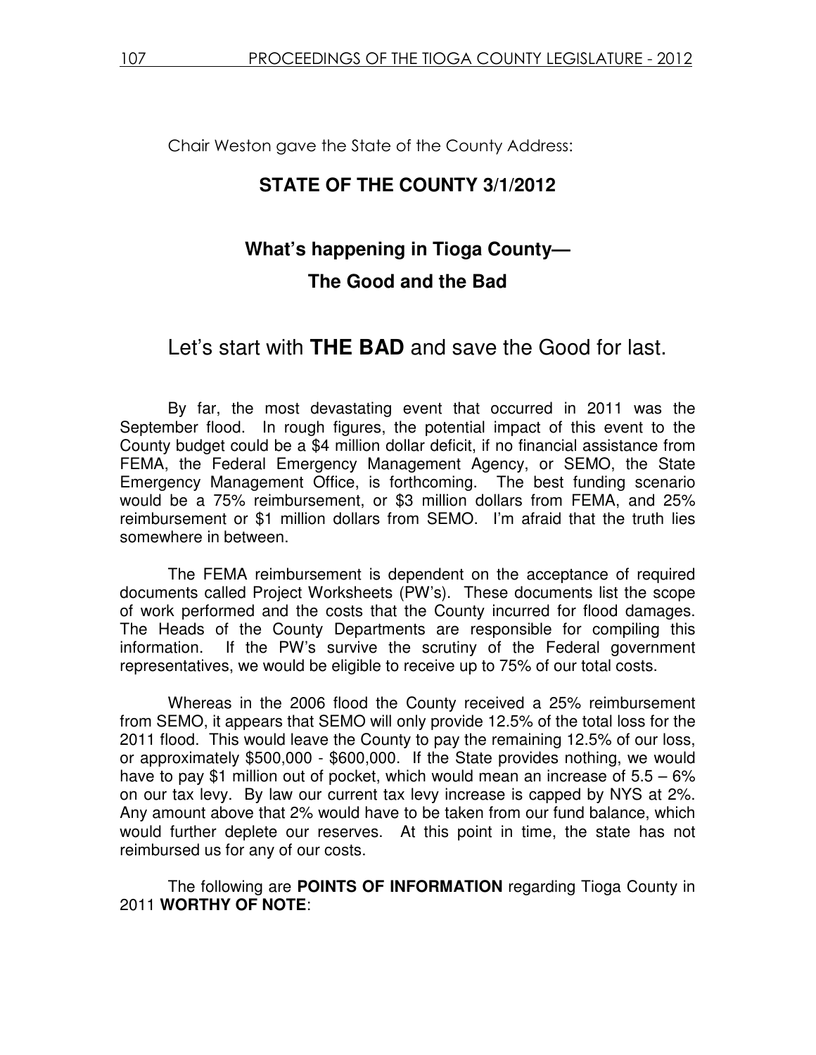Chair Weston gave the State of the County Address:

## STATE OF THE COUNTY 3/1/2012

## What's happening in Tioga County— The Good and the Bad

### Let's start with **THE BAD** and save the Good for last.

By far, the most devastating event that occurred in 2011 was the September flood. In rough figures, the potential impact of this event to the County budget could be a $4 million dollar deficit, if no financial assistance from FEMA, the Federal Emergency Management Agency, or SEMO, the State Emergency Management Office, is forthcoming. The best funding scenario would be a 75% reimbursement, or $3 million dollars from FEMA, and 25% reimbursement or $1 million dollars from SEMO. I'm afraid that the truth lies somewhere in between.

The FEMA reimbursement is dependent on the acceptance of required documents called Project Worksheets (PW's). These documents list the scope of work performed and the costs that the County incurred for flood damages. The Heads of the County Departments are responsible for compiling this information. If the PW's survive the scrutiny of the Federal government representatives, we would be eligible to receive up to 75% of our total costs.

Whereas in the 2006 flood the County received a 25% reimbursement from SEMO, it appears that SEMO will only provide 12.5% of the total loss for the 2011 flood. This would leave the County to pay the remaining 12.5% of our loss, or approximately $500,000 - $600,000. If the State provides nothing, we would have to pay $1 million out of pocket, which would mean an increase of 5.5 – 6% on our tax levy. By law our current tax levy increase is capped by NYS at 2%. Any amount above that 2% would have to be taken from our fund balance, which would further deplete our reserves. At this point in time, the state has not reimbursed us for any of our costs.

The following are **POINTS OF INFORMATION** regarding Tioga County in 2011 **WORTHY OF NOTE**: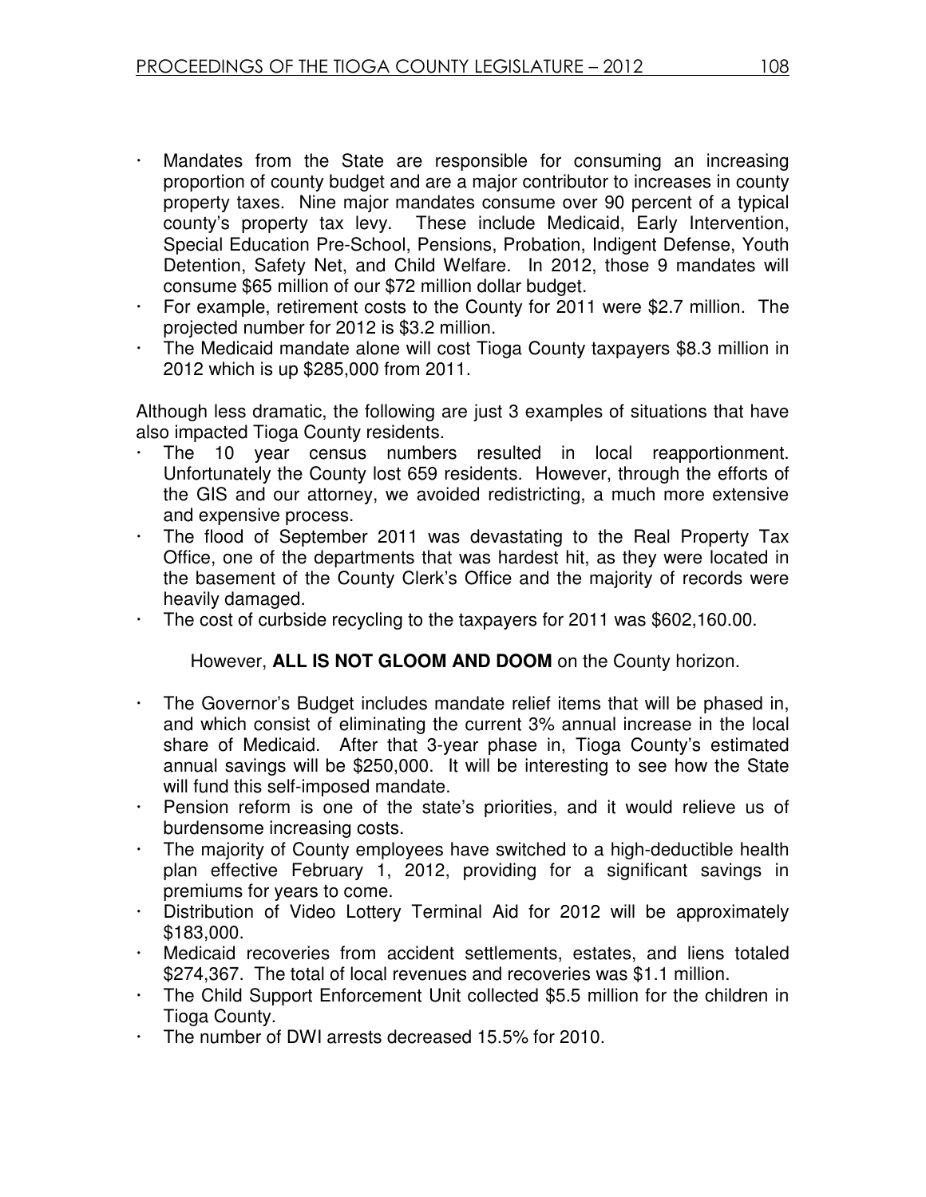- Mandates from the State are responsible for consuming an increasing proportion of county budget and are a major contributor to increases in county property taxes. Nine major mandates consume over 90 percent of a typical county's property tax levy. These include Medicaid, Early Intervention, Special Education Pre-School, Pensions, Probation, Indigent Defense, Youth Detention, Safety Net, and Child Welfare. In 2012, those 9 mandates will consume $65 million of our $72 million dollar budget.
- For example, retirement costs to the County for 2011 were $2.7 million. The projected number for 2012 is $3.2 million.
- The Medicaid mandate alone will cost Tioga County taxpayers $8.3 million in 2012 which is up $285,000 from 2011.

Although less dramatic, the following are just 3 examples of situations that have also impacted Tioga County residents.

- The 10 year census numbers resulted in local reapportionment. Unfortunately the County lost 659 residents. However, through the efforts of the GIS and our attorney, we avoided redistricting, a much more extensive and expensive process.
- The flood of September 2011 was devastating to the Real Property Tax Office, one of the departments that was hardest hit, as they were located in the basement of the County Clerk's Office and the majority of records were heavily damaged.
- The cost of curbside recycling to the taxpayers for 2011 was $602,160.00.

However, **ALL IS NOT GLOOM AND DOOM** on the County horizon.

- The Governor's Budget includes mandate relief items that will be phased in, and which consist of eliminating the current 3% annual increase in the local share of Medicaid. After that 3-year phase in, Tioga County's estimated annual savings will be $250,000. It will be interesting to see how the State will fund this self-imposed mandate.
- Pension reform is one of the state's priorities, and it would relieve us of burdensome increasing costs.
- The majority of County employees have switched to a high-deductible health plan effective February 1, 2012, providing for a significant savings in premiums for years to come.
- Distribution of Video Lottery Terminal Aid for 2012 will be approximately $183,000.
- Medicaid recoveries from accident settlements, estates, and liens totaled $274,367. The total of local revenues and recoveries was $1.1 million.
- The Child Support Enforcement Unit collected $5.5 million for the children in Tioga County.
- The number of DWI arrests decreased 15.5% for 2010.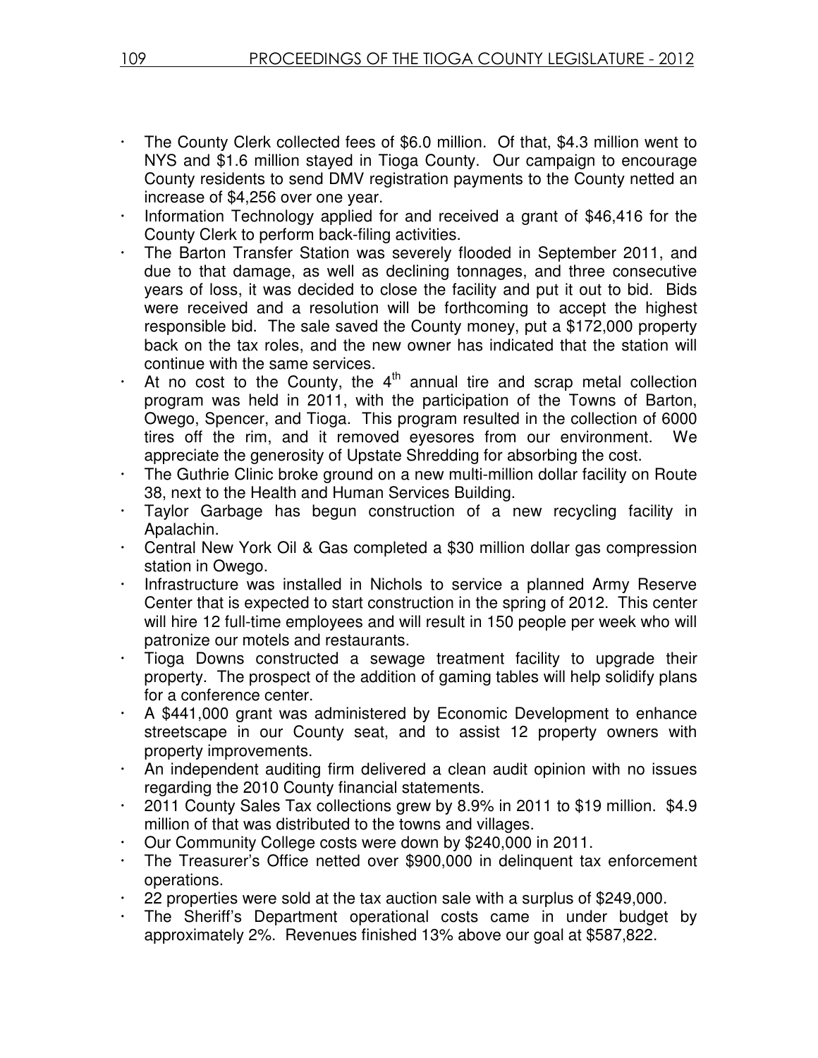- The County Clerk collected fees of $6.0 million. Of that, $4.3 million went to NYS and $1.6 million stayed in Tioga County. Our campaign to encourage County residents to send DMV registration payments to the County netted an increase of $4,256 over one year.
- Information Technology applied for and received a grant of $46,416 for the County Clerk to perform back-filing activities.
- The Barton Transfer Station was severely flooded in September 2011, and due to that damage, as well as declining tonnages, and three consecutive years of loss, it was decided to close the facility and put it out to bid. Bids were received and a resolution will be forthcoming to accept the highest responsible bid. The sale saved the County money, put a $172,000 property back on the tax roles, and the new owner has indicated that the station will continue with the same services.
- At no cost to the County, the 4th annual tire and scrap metal collection program was held in 2011, with the participation of the Towns of Barton, Owego, Spencer, and Tioga. This program resulted in the collection of 6000 tires off the rim, and it removed eyesores from our environment. We appreciate the generosity of Upstate Shredding for absorbing the cost.
- The Guthrie Clinic broke ground on a new multi-million dollar facility on Route 38, next to the Health and Human Services Building.
- Taylor Garbage has begun construction of a new recycling facility in Apalachin.
- Central New York Oil & Gas completed a $30 million dollar gas compression station in Owego.
- Infrastructure was installed in Nichols to service a planned Army Reserve Center that is expected to start construction in the spring of 2012. This center will hire 12 full-time employees and will result in 150 people per week who will patronize our motels and restaurants.
- Tioga Downs constructed a sewage treatment facility to upgrade their property. The prospect of the addition of gaming tables will help solidify plans for a conference center.
- A $441,000 grant was administered by Economic Development to enhance streetscape in our County seat, and to assist 12 property owners with property improvements.
- An independent auditing firm delivered a clean audit opinion with no issues regarding the 2010 County financial statements.
- 2011 County Sales Tax collections grew by 8.9% in 2011 to $19 million. $4.9 million of that was distributed to the towns and villages.
- Our Community College costs were down by $240,000 in 2011.
- The Treasurer's Office netted over $900,000 in delinquent tax enforcement operations.
- 22 properties were sold at the tax auction sale with a surplus of $249,000.
- The Sheriff's Department operational costs came in under budget by approximately 2%. Revenues finished 13% above our goal at $587,822.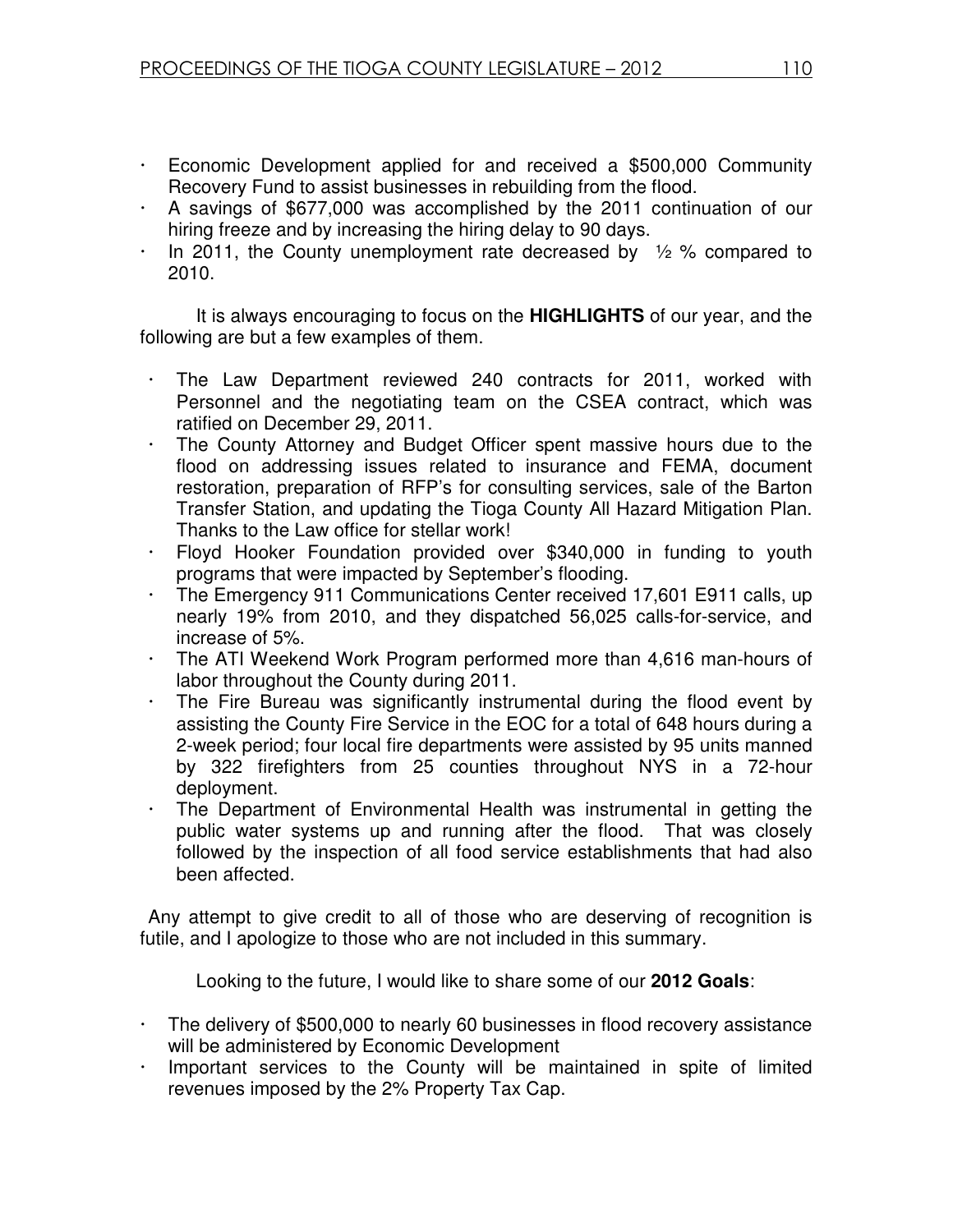- Economic Development applied for and received a $500,000 Community Recovery Fund to assist businesses in rebuilding from the flood.
- A savings of $677,000 was accomplished by the 2011 continuation of our hiring freeze and by increasing the hiring delay to 90 days.
- In 2011, the County unemployment rate decreased by ½ % compared to 2010.

It is always encouraging to focus on the **HIGHLIGHTS** of our year, and the following are but a few examples of them.

- The Law Department reviewed 240 contracts for 2011, worked with Personnel and the negotiating team on the CSEA contract, which was ratified on December 29, 2011.
- The County Attorney and Budget Officer spent massive hours due to the flood on addressing issues related to insurance and FEMA, document restoration, preparation of RFP's for consulting services, sale of the Barton Transfer Station, and updating the Tioga County All Hazard Mitigation Plan. Thanks to the Law office for stellar work!
- Floyd Hooker Foundation provided over $340,000 in funding to youth programs that were impacted by September's flooding.
- The Emergency 911 Communications Center received 17,601 E911 calls, up nearly 19% from 2010, and they dispatched 56,025 calls-for-service, and increase of 5%.
- The ATI Weekend Work Program performed more than 4,616 man-hours of labor throughout the County during 2011.
- The Fire Bureau was significantly instrumental during the flood event by assisting the County Fire Service in the EOC for a total of 648 hours during a 2-week period; four local fire departments were assisted by 95 units manned by 322 firefighters from 25 counties throughout NYS in a 72-hour deployment.
- The Department of Environmental Health was instrumental in getting the public water systems up and running after the flood. That was closely followed by the inspection of all food service establishments that had also been affected.

Any attempt to give credit to all of those who are deserving of recognition is futile, and I apologize to those who are not included in this summary.

Looking to the future, I would like to share some of our **2012 Goals**:

- The delivery of $500,000 to nearly 60 businesses in flood recovery assistance will be administered by Economic Development
- Important services to the County will be maintained in spite of limited revenues imposed by the 2% Property Tax Cap.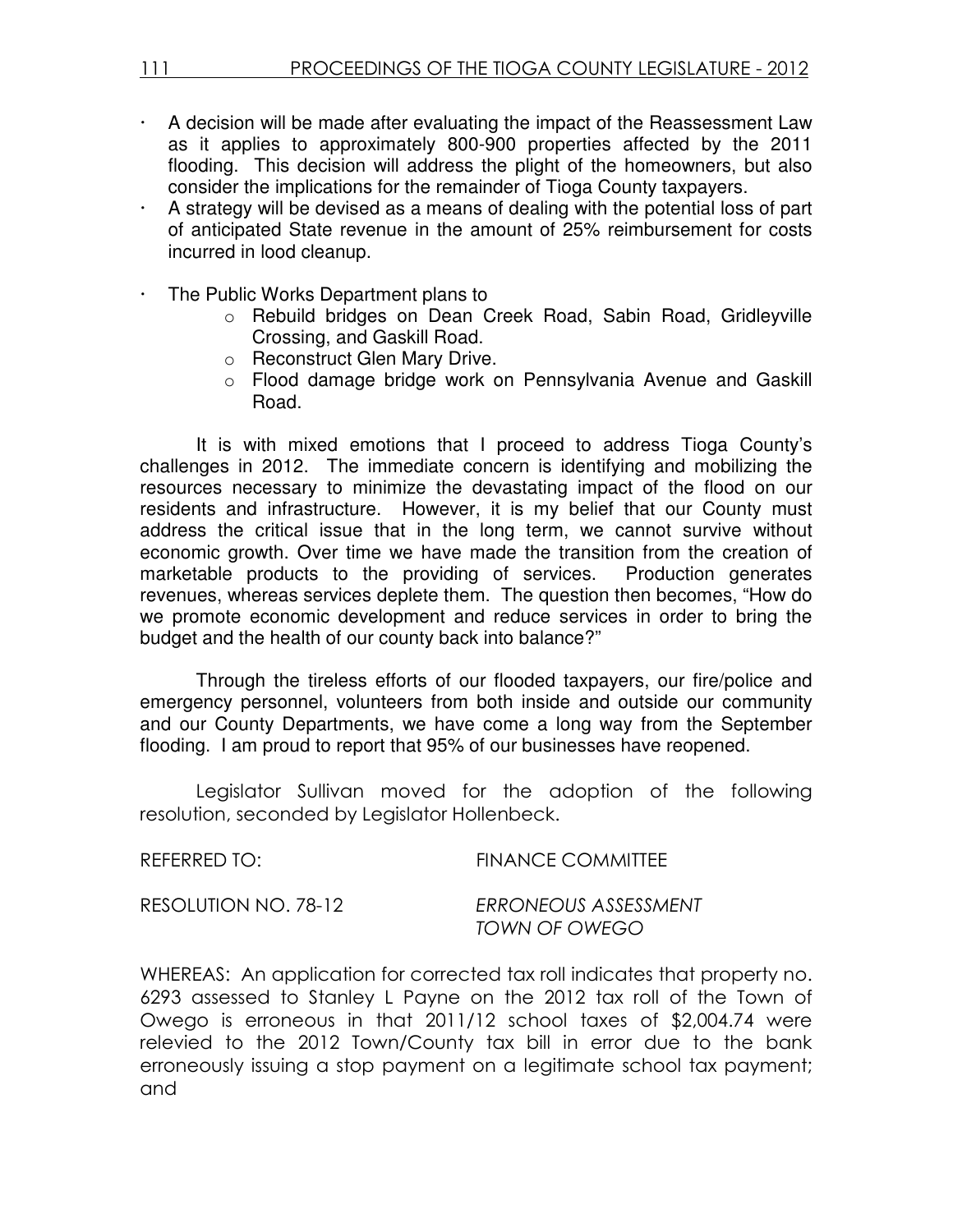- A decision will be made after evaluating the impact of the Reassessment Law as it applies to approximately 800-900 properties affected by the 2011 flooding. This decision will address the plight of the homeowners, but also consider the implications for the remainder of Tioga County taxpayers.
- A strategy will be devised as a means of dealing with the potential loss of part of anticipated State revenue in the amount of 25% reimbursement for costs incurred in lood cleanup.

- The Public Works Department plans to
  - Rebuild bridges on Dean Creek Road, Sabin Road, Gridleyville Crossing, and Gaskill Road.
  - Reconstruct Glen Mary Drive.
  - Flood damage bridge work on Pennsylvania Avenue and Gaskill Road.

It is with mixed emotions that I proceed to address Tioga County's challenges in 2012. The immediate concern is identifying and mobilizing the resources necessary to minimize the devastating impact of the flood on our residents and infrastructure. However, it is my belief that our County must address the critical issue that in the long term, we cannot survive without economic growth. Over time we have made the transition from the creation of marketable products to the providing of services. Production generates revenues, whereas services deplete them. The question then becomes, "How do we promote economic development and reduce services in order to bring the budget and the health of our county back into balance?"

Through the tireless efforts of our flooded taxpayers, our fire/police and emergency personnel, volunteers from both inside and outside our community and our County Departments, we have come a long way from the September flooding. I am proud to report that 95% of our businesses have reopened.

Legislator Sullivan moved for the adoption of the following resolution, seconded by Legislator Hollenbeck.

REFERRED TO: FINANCE COMMITTEE

RESOLUTION NO. 78-12 *ERRONEOUS ASSESSMENT TOWN OF OWEGO*

WHEREAS: An application for corrected tax roll indicates that property no. 6293 assessed to Stanley L Payne on the 2012 tax roll of the Town of Owego is erroneous in that 2011/12 school taxes of $2,004.74 were relevied to the 2012 Town/County tax bill in error due to the bank erroneously issuing a stop payment on a legitimate school tax payment; and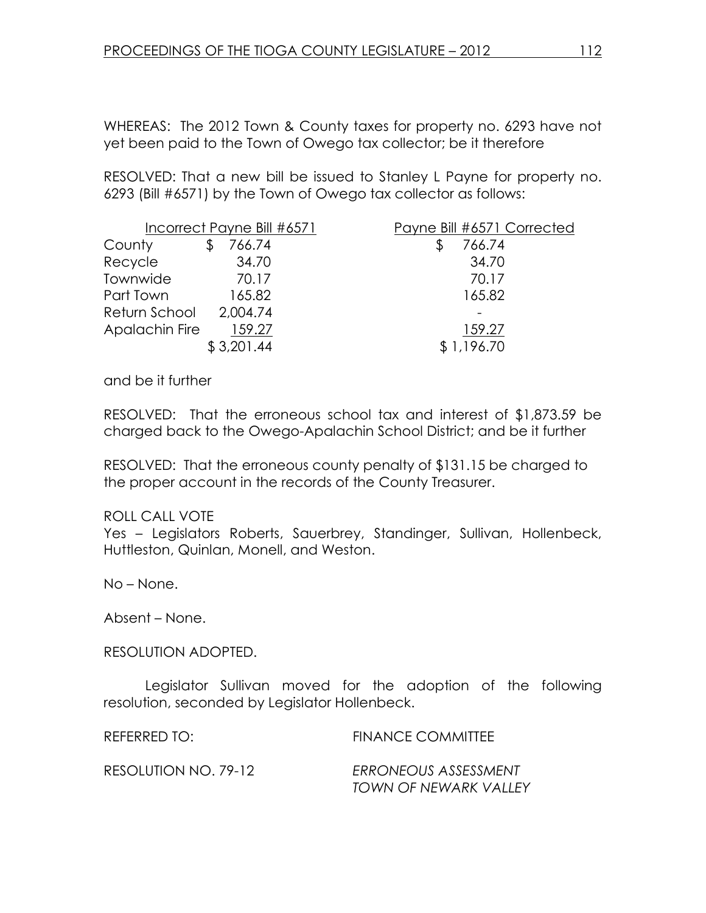WHEREAS: The 2012 Town & County taxes for property no. 6293 have not yet been paid to the Town of Owego tax collector; be it therefore

RESOLVED: That a new bill be issued to Stanley L Payne for property no. 6293 (Bill #6571) by the Town of Owego tax collector as follows:

| | Incorrect Payne Bill #6571 | Payne Bill #6571 Corrected |
|---|---|---|
| County | $ 766.74 | $ 766.74 |
| Recycle | 34.70 | 34.70 |
| Townwide | 70.17 | 70.17 |
| Part Town | 165.82 | 165.82 |
| Return School | 2,004.74 | - |
| Apalachin Fire | 159.27 | 159.27 |
| | $ 3,201.44 | $ 1,196.70 |

and be it further

RESOLVED: That the erroneous school tax and interest of $1,873.59 be charged back to the Owego-Apalachin School District; and be it further

RESOLVED: That the erroneous county penalty of $131.15 be charged to the proper account in the records of the County Treasurer.

ROLL CALL VOTE
Yes – Legislators Roberts, Sauerbrey, Standinger, Sullivan, Hollenbeck, Huttleston, Quinlan, Monell, and Weston.

No – None.

Absent – None.

RESOLUTION ADOPTED.

Legislator Sullivan moved for the adoption of the following resolution, seconded by Legislator Hollenbeck.

REFERRED TO: FINANCE COMMITTEE

RESOLUTION NO. 79-12 *ERRONEOUS ASSESSMENT TOWN OF NEWARK VALLEY*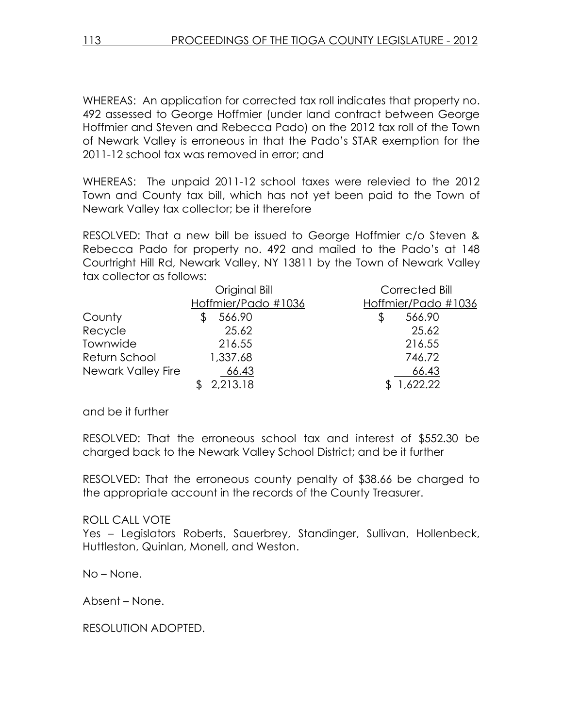WHEREAS: An application for corrected tax roll indicates that property no. 492 assessed to George Hoffmier (under land contract between George Hoffmier and Steven and Rebecca Pado) on the 2012 tax roll of the Town of Newark Valley is erroneous in that the Pado's STAR exemption for the 2011-12 school tax was removed in error; and

WHEREAS: The unpaid 2011-12 school taxes were relevied to the 2012 Town and County tax bill, which has not yet been paid to the Town of Newark Valley tax collector; be it therefore

RESOLVED: That a new bill be issued to George Hoffmier c/o Steven & Rebecca Pado for property no. 492 and mailed to the Pado's at 148 Courtright Hill Rd, Newark Valley, NY 13811 by the Town of Newark Valley tax collector as follows:

| | Original Bill | Corrected Bill |
|---|---|---|
| | Hoffmier/Pado #1036 | Hoffmier/Pado #1036 |
| County | $ 566.90 | $ 566.90 |
| Recycle | 25.62 | 25.62 |
| Townwide | 216.55 | 216.55 |
| Return School | 1,337.68 | 746.72 |
| Newark Valley Fire | 66.43 | 66.43 |
| | $ 2,213.18 | $ 1,622.22 |

and be it further

RESOLVED: That the erroneous school tax and interest of $552.30 be charged back to the Newark Valley School District; and be it further

RESOLVED: That the erroneous county penalty of $38.66 be charged to the appropriate account in the records of the County Treasurer.

ROLL CALL VOTE
Yes – Legislators Roberts, Sauerbrey, Standinger, Sullivan, Hollenbeck, Huttleston, Quinlan, Monell, and Weston.

No – None.

Absent – None.

RESOLUTION ADOPTED.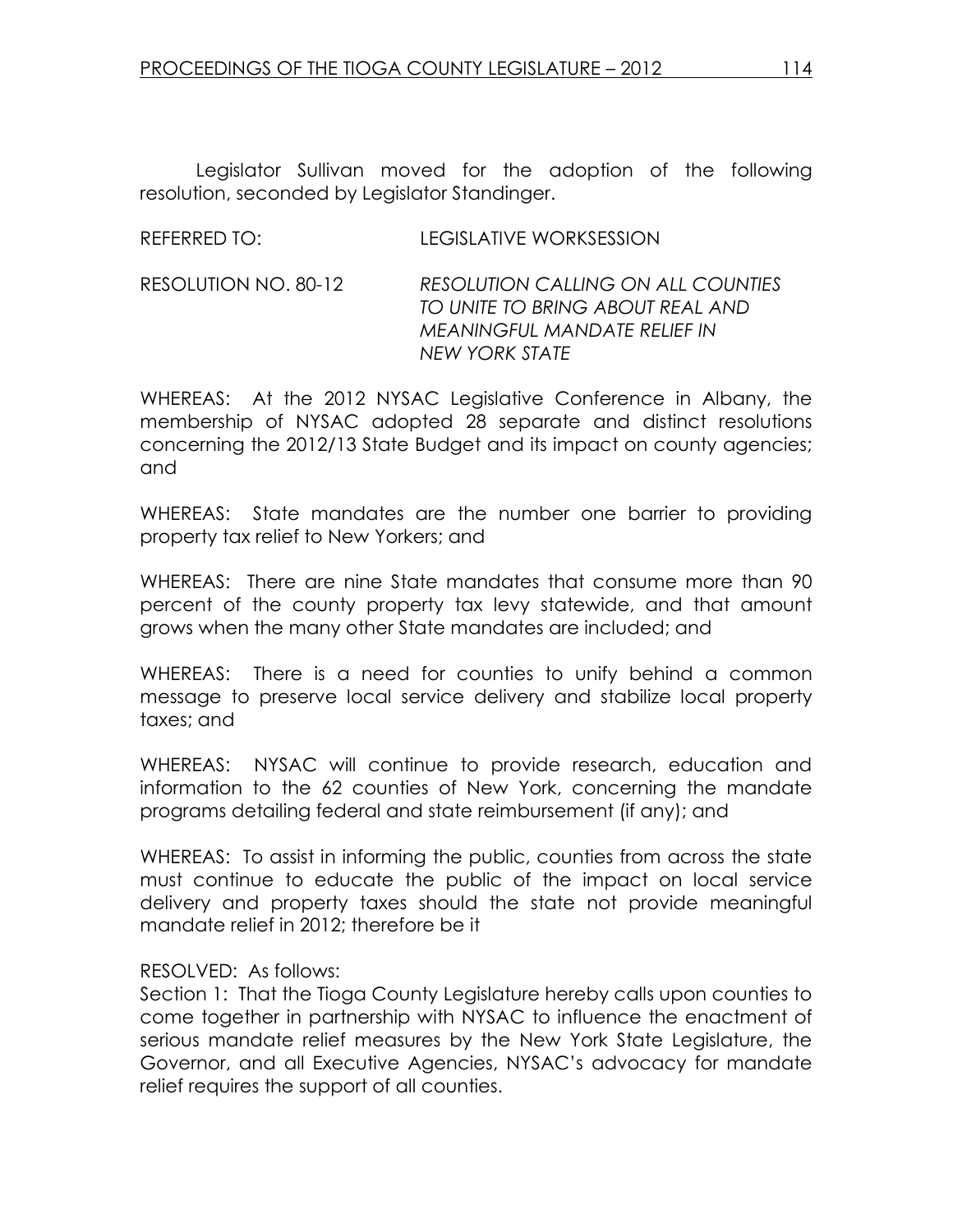Legislator Sullivan moved for the adoption of the following resolution, seconded by Legislator Standinger.

REFERRED TO: LEGISLATIVE WORKSESSION

RESOLUTION NO. 80-12 *RESOLUTION CALLING ON ALL COUNTIES TO UNITE TO BRING ABOUT REAL AND MEANINGFUL MANDATE RELIEF IN NEW YORK STATE*

WHEREAS: At the 2012 NYSAC Legislative Conference in Albany, the membership of NYSAC adopted 28 separate and distinct resolutions concerning the 2012/13 State Budget and its impact on county agencies; and

WHEREAS: State mandates are the number one barrier to providing property tax relief to New Yorkers; and

WHEREAS: There are nine State mandates that consume more than 90 percent of the county property tax levy statewide, and that amount grows when the many other State mandates are included; and

WHEREAS: There is a need for counties to unify behind a common message to preserve local service delivery and stabilize local property taxes; and

WHEREAS: NYSAC will continue to provide research, education and information to the 62 counties of New York, concerning the mandate programs detailing federal and state reimbursement (if any); and

WHEREAS: To assist in informing the public, counties from across the state must continue to educate the public of the impact on local service delivery and property taxes should the state not provide meaningful mandate relief in 2012; therefore be it

RESOLVED: As follows:
Section 1: That the Tioga County Legislature hereby calls upon counties to come together in partnership with NYSAC to influence the enactment of serious mandate relief measures by the New York State Legislature, the Governor, and all Executive Agencies, NYSAC's advocacy for mandate relief requires the support of all counties.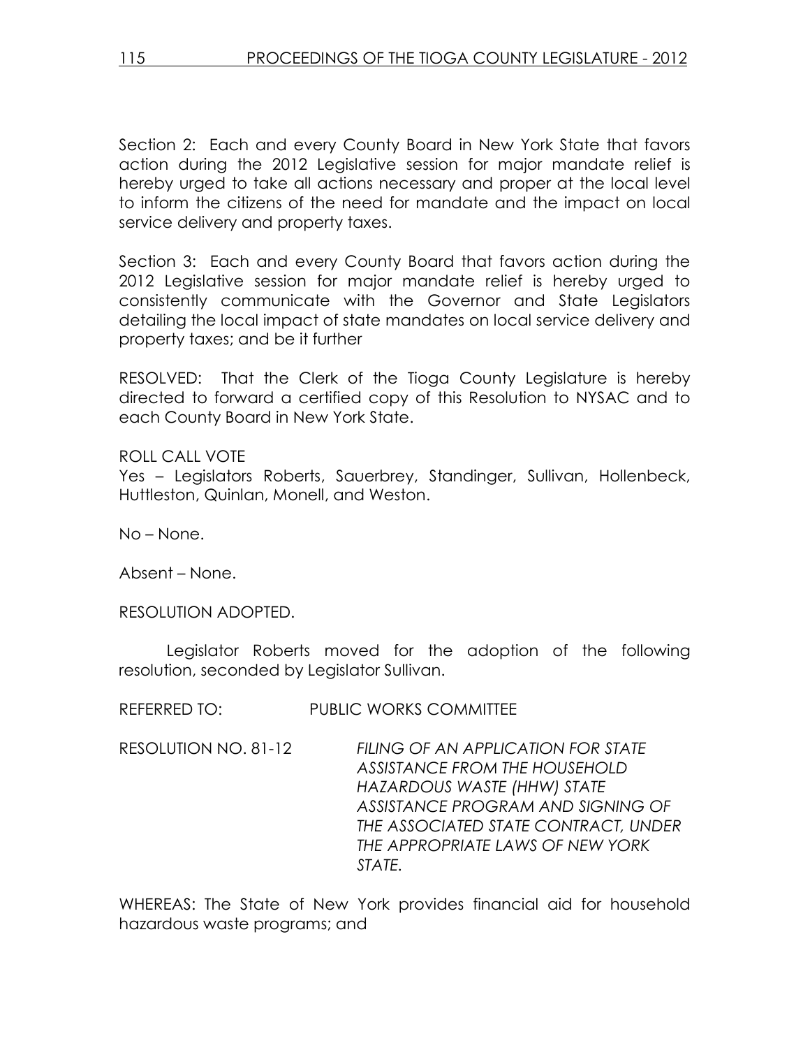Section 2: Each and every County Board in New York State that favors action during the 2012 Legislative session for major mandate relief is hereby urged to take all actions necessary and proper at the local level to inform the citizens of the need for mandate and the impact on local service delivery and property taxes.

Section 3: Each and every County Board that favors action during the 2012 Legislative session for major mandate relief is hereby urged to consistently communicate with the Governor and State Legislators detailing the local impact of state mandates on local service delivery and property taxes; and be it further

RESOLVED: That the Clerk of the Tioga County Legislature is hereby directed to forward a certified copy of this Resolution to NYSAC and to each County Board in New York State.

ROLL CALL VOTE
Yes – Legislators Roberts, Sauerbrey, Standinger, Sullivan, Hollenbeck, Huttleston, Quinlan, Monell, and Weston.

No – None.

Absent – None.

RESOLUTION ADOPTED.

Legislator Roberts moved for the adoption of the following resolution, seconded by Legislator Sullivan.

REFERRED TO: PUBLIC WORKS COMMITTEE

RESOLUTION NO. 81-12 *FILING OF AN APPLICATION FOR STATE ASSISTANCE FROM THE HOUSEHOLD HAZARDOUS WASTE (HHW) STATE ASSISTANCE PROGRAM AND SIGNING OF THE ASSOCIATED STATE CONTRACT, UNDER THE APPROPRIATE LAWS OF NEW YORK STATE.*

WHEREAS: The State of New York provides financial aid for household hazardous waste programs; and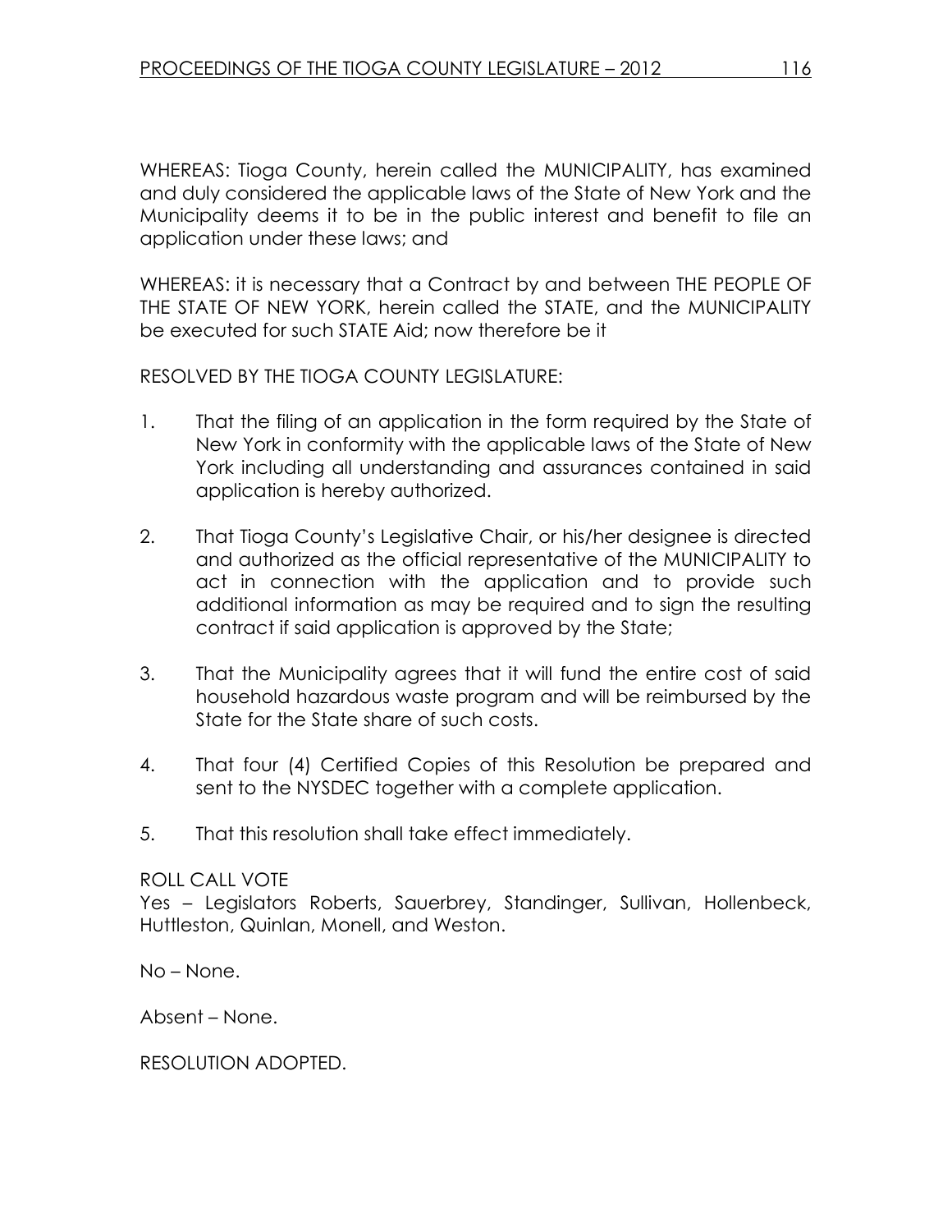WHEREAS: Tioga County, herein called the MUNICIPALITY, has examined and duly considered the applicable laws of the State of New York and the Municipality deems it to be in the public interest and benefit to file an application under these laws; and

WHEREAS: it is necessary that a Contract by and between THE PEOPLE OF THE STATE OF NEW YORK, herein called the STATE, and the MUNICIPALITY be executed for such STATE Aid; now therefore be it

RESOLVED BY THE TIOGA COUNTY LEGISLATURE:

1. That the filing of an application in the form required by the State of New York in conformity with the applicable laws of the State of New York including all understanding and assurances contained in said application is hereby authorized.

2. That Tioga County's Legislative Chair, or his/her designee is directed and authorized as the official representative of the MUNICIPALITY to act in connection with the application and to provide such additional information as may be required and to sign the resulting contract if said application is approved by the State;

3. That the Municipality agrees that it will fund the entire cost of said household hazardous waste program and will be reimbursed by the State for the State share of such costs.

4. That four (4) Certified Copies of this Resolution be prepared and sent to the NYSDEC together with a complete application.

5. That this resolution shall take effect immediately.

ROLL CALL VOTE
Yes – Legislators Roberts, Sauerbrey, Standinger, Sullivan, Hollenbeck, Huttleston, Quinlan, Monell, and Weston.

No – None.

Absent – None.

RESOLUTION ADOPTED.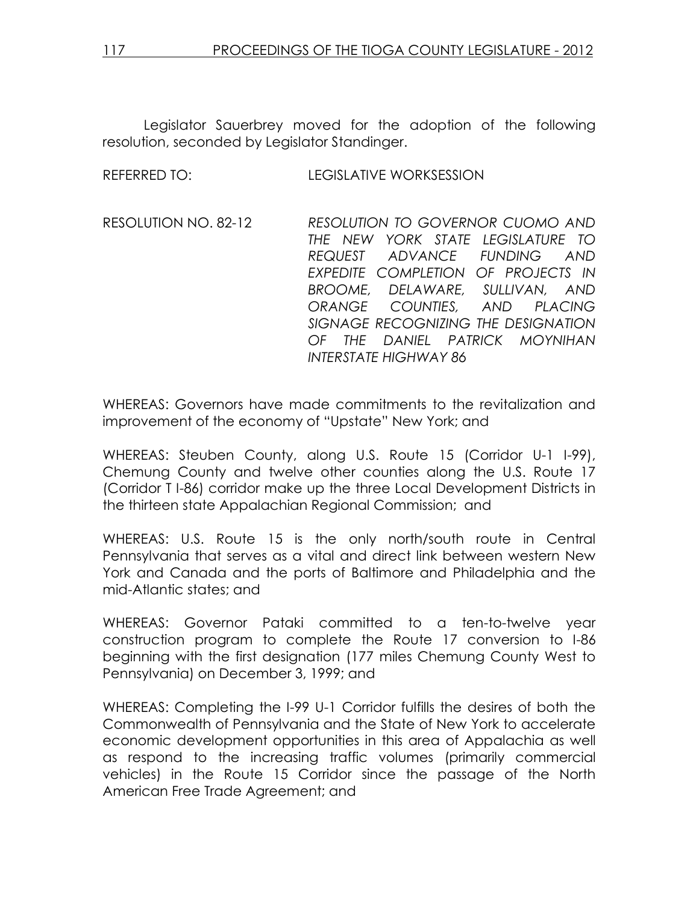Legislator Sauerbrey moved for the adoption of the following resolution, seconded by Legislator Standinger.

REFERRED TO: LEGISLATIVE WORKSESSION

RESOLUTION NO. 82-12 *RESOLUTION TO GOVERNOR CUOMO AND THE NEW YORK STATE LEGISLATURE TO REQUEST ADVANCE FUNDING AND EXPEDITE COMPLETION OF PROJECTS IN BROOME, DELAWARE, SULLIVAN, AND ORANGE COUNTIES, AND PLACING SIGNAGE RECOGNIZING THE DESIGNATION OF THE DANIEL PATRICK MOYNIHAN INTERSTATE HIGHWAY 86*

WHEREAS: Governors have made commitments to the revitalization and improvement of the economy of "Upstate" New York; and

WHEREAS: Steuben County, along U.S. Route 15 (Corridor U-1 I-99), Chemung County and twelve other counties along the U.S. Route 17 (Corridor T I-86) corridor make up the three Local Development Districts in the thirteen state Appalachian Regional Commission; and

WHEREAS: U.S. Route 15 is the only north/south route in Central Pennsylvania that serves as a vital and direct link between western New York and Canada and the ports of Baltimore and Philadelphia and the mid-Atlantic states; and

WHEREAS: Governor Pataki committed to a ten-to-twelve year construction program to complete the Route 17 conversion to I-86 beginning with the first designation (177 miles Chemung County West to Pennsylvania) on December 3, 1999; and

WHEREAS: Completing the I-99 U-1 Corridor fulfills the desires of both the Commonwealth of Pennsylvania and the State of New York to accelerate economic development opportunities in this area of Appalachia as well as respond to the increasing traffic volumes (primarily commercial vehicles) in the Route 15 Corridor since the passage of the North American Free Trade Agreement; and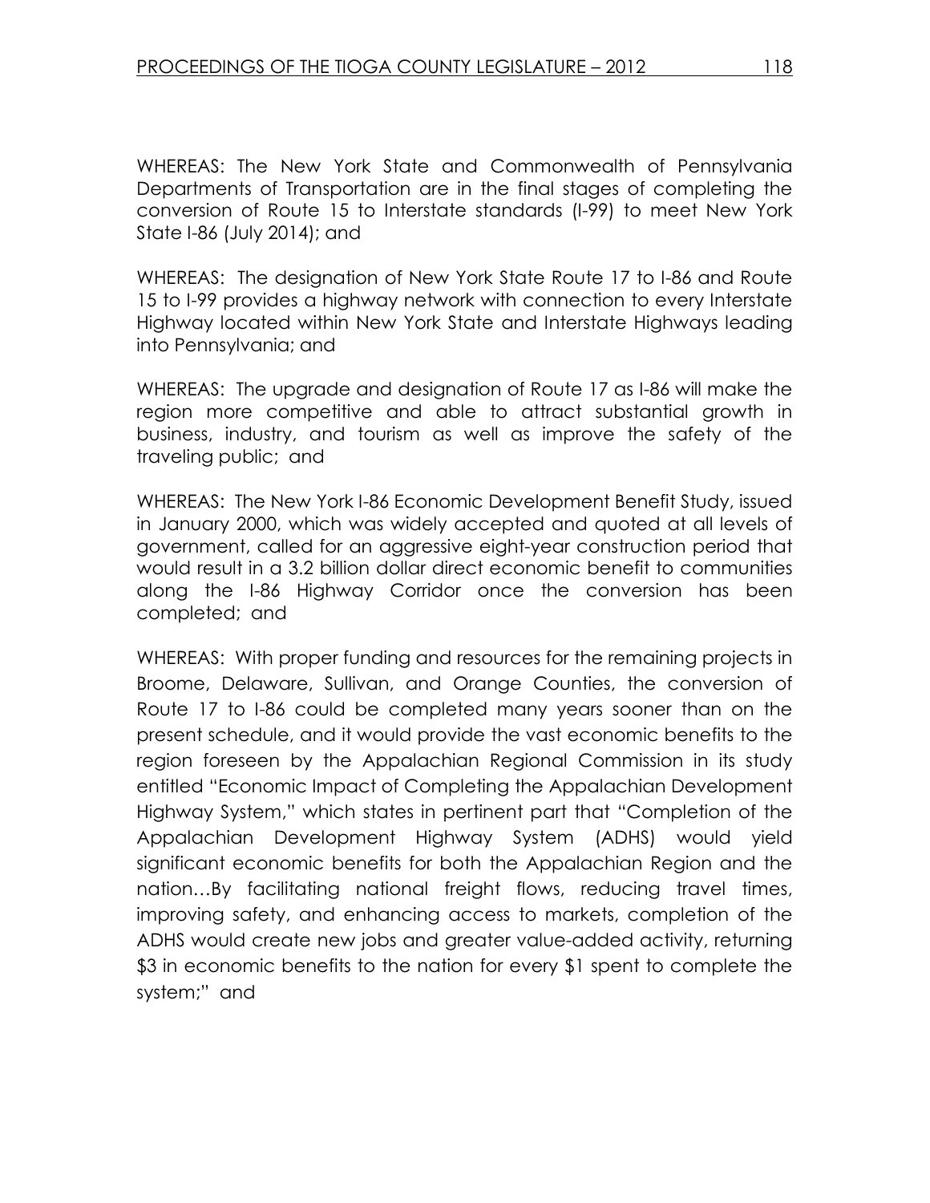WHEREAS: The New York State and Commonwealth of Pennsylvania Departments of Transportation are in the final stages of completing the conversion of Route 15 to Interstate standards (I-99) to meet New York State I-86 (July 2014); and

WHEREAS: The designation of New York State Route 17 to I-86 and Route 15 to I-99 provides a highway network with connection to every Interstate Highway located within New York State and Interstate Highways leading into Pennsylvania; and

WHEREAS: The upgrade and designation of Route 17 as I-86 will make the region more competitive and able to attract substantial growth in business, industry, and tourism as well as improve the safety of the traveling public; and

WHEREAS: The New York I-86 Economic Development Benefit Study, issued in January 2000, which was widely accepted and quoted at all levels of government, called for an aggressive eight-year construction period that would result in a 3.2 billion dollar direct economic benefit to communities along the I-86 Highway Corridor once the conversion has been completed; and

WHEREAS: With proper funding and resources for the remaining projects in Broome, Delaware, Sullivan, and Orange Counties, the conversion of Route 17 to I-86 could be completed many years sooner than on the present schedule, and it would provide the vast economic benefits to the region foreseen by the Appalachian Regional Commission in its study entitled "Economic Impact of Completing the Appalachian Development Highway System," which states in pertinent part that "Completion of the Appalachian Development Highway System (ADHS) would yield significant economic benefits for both the Appalachian Region and the nation…By facilitating national freight flows, reducing travel times, improving safety, and enhancing access to markets, completion of the ADHS would create new jobs and greater value-added activity, returning $3 in economic benefits to the nation for every $1 spent to complete the system;" and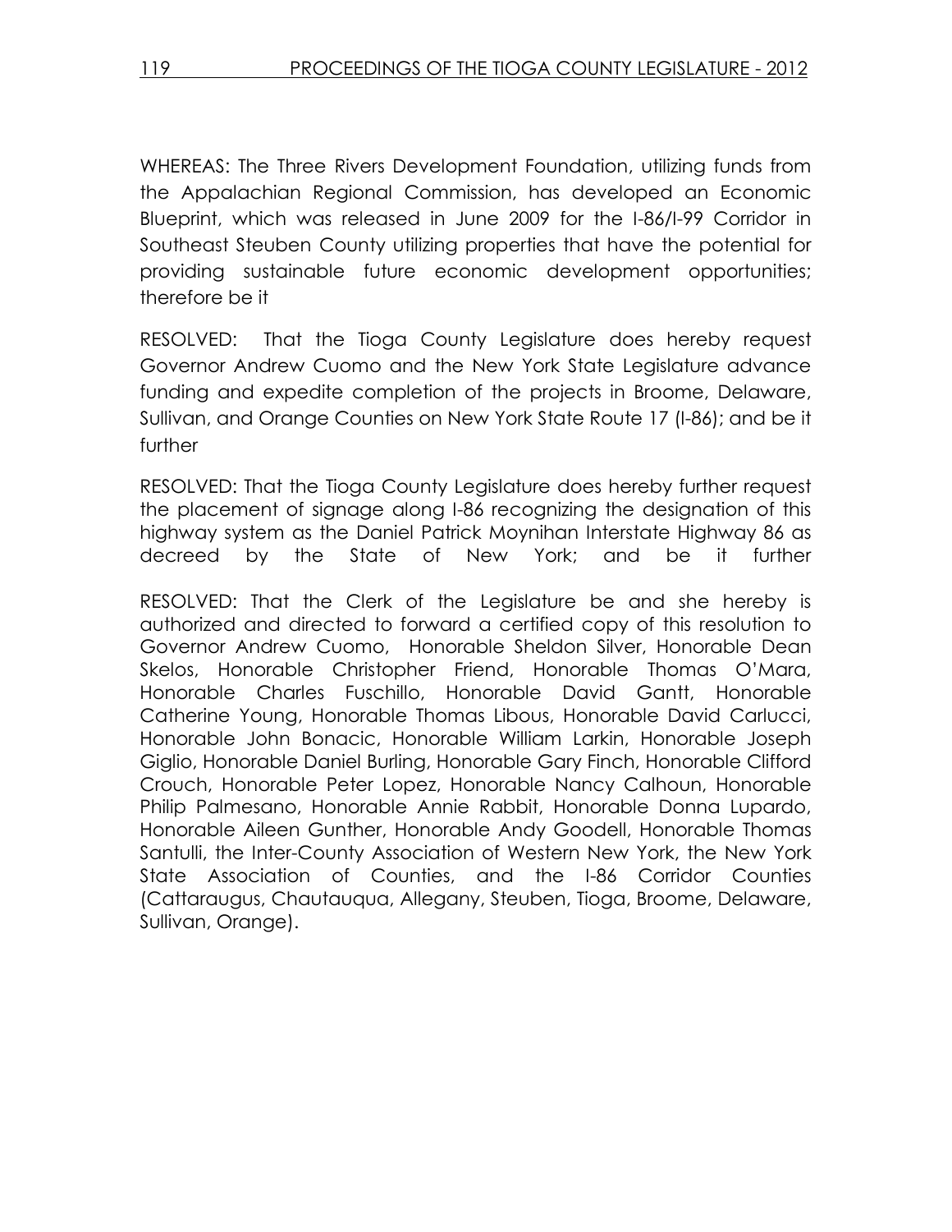WHEREAS: The Three Rivers Development Foundation, utilizing funds from the Appalachian Regional Commission, has developed an Economic Blueprint, which was released in June 2009 for the I-86/I-99 Corridor in Southeast Steuben County utilizing properties that have the potential for providing sustainable future economic development opportunities; therefore be it

RESOLVED: That the Tioga County Legislature does hereby request Governor Andrew Cuomo and the New York State Legislature advance funding and expedite completion of the projects in Broome, Delaware, Sullivan, and Orange Counties on New York State Route 17 (I-86); and be it further

RESOLVED: That the Tioga County Legislature does hereby further request the placement of signage along I-86 recognizing the designation of this highway system as the Daniel Patrick Moynihan Interstate Highway 86 as decreed by the State of New York; and be it further

RESOLVED: That the Clerk of the Legislature be and she hereby is authorized and directed to forward a certified copy of this resolution to Governor Andrew Cuomo, Honorable Sheldon Silver, Honorable Dean Skelos, Honorable Christopher Friend, Honorable Thomas O'Mara, Honorable Charles Fuschillo, Honorable David Gantt, Honorable Catherine Young, Honorable Thomas Libous, Honorable David Carlucci, Honorable John Bonacic, Honorable William Larkin, Honorable Joseph Giglio, Honorable Daniel Burling, Honorable Gary Finch, Honorable Clifford Crouch, Honorable Peter Lopez, Honorable Nancy Calhoun, Honorable Philip Palmesano, Honorable Annie Rabbit, Honorable Donna Lupardo, Honorable Aileen Gunther, Honorable Andy Goodell, Honorable Thomas Santulli, the Inter-County Association of Western New York, the New York State Association of Counties, and the I-86 Corridor Counties (Cattaraugus, Chautauqua, Allegany, Steuben, Tioga, Broome, Delaware, Sullivan, Orange).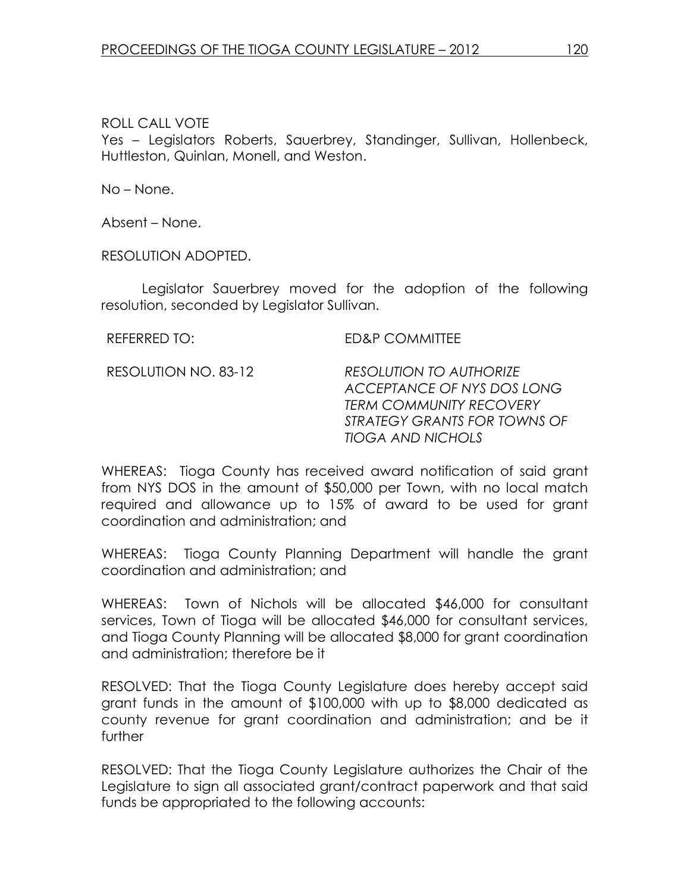ROLL CALL VOTE

Yes – Legislators Roberts, Sauerbrey, Standinger, Sullivan, Hollenbeck, Huttleston, Quinlan, Monell, and Weston.

No – None.

Absent – None.

RESOLUTION ADOPTED.

Legislator Sauerbrey moved for the adoption of the following resolution, seconded by Legislator Sullivan.

REFERRED TO: ED&P COMMITTEE

RESOLUTION NO. 83-12 *RESOLUTION TO AUTHORIZE ACCEPTANCE OF NYS DOS LONG TERM COMMUNITY RECOVERY STRATEGY GRANTS FOR TOWNS OF TIOGA AND NICHOLS*

WHEREAS: Tioga County has received award notification of said grant from NYS DOS in the amount of $50,000 per Town, with no local match required and allowance up to 15% of award to be used for grant coordination and administration; and

WHEREAS: Tioga County Planning Department will handle the grant coordination and administration; and

WHEREAS: Town of Nichols will be allocated $46,000 for consultant services, Town of Tioga will be allocated $46,000 for consultant services, and Tioga County Planning will be allocated $8,000 for grant coordination and administration; therefore be it

RESOLVED: That the Tioga County Legislature does hereby accept said grant funds in the amount of $100,000 with up to $8,000 dedicated as county revenue for grant coordination and administration; and be it further

RESOLVED: That the Tioga County Legislature authorizes the Chair of the Legislature to sign all associated grant/contract paperwork and that said funds be appropriated to the following accounts: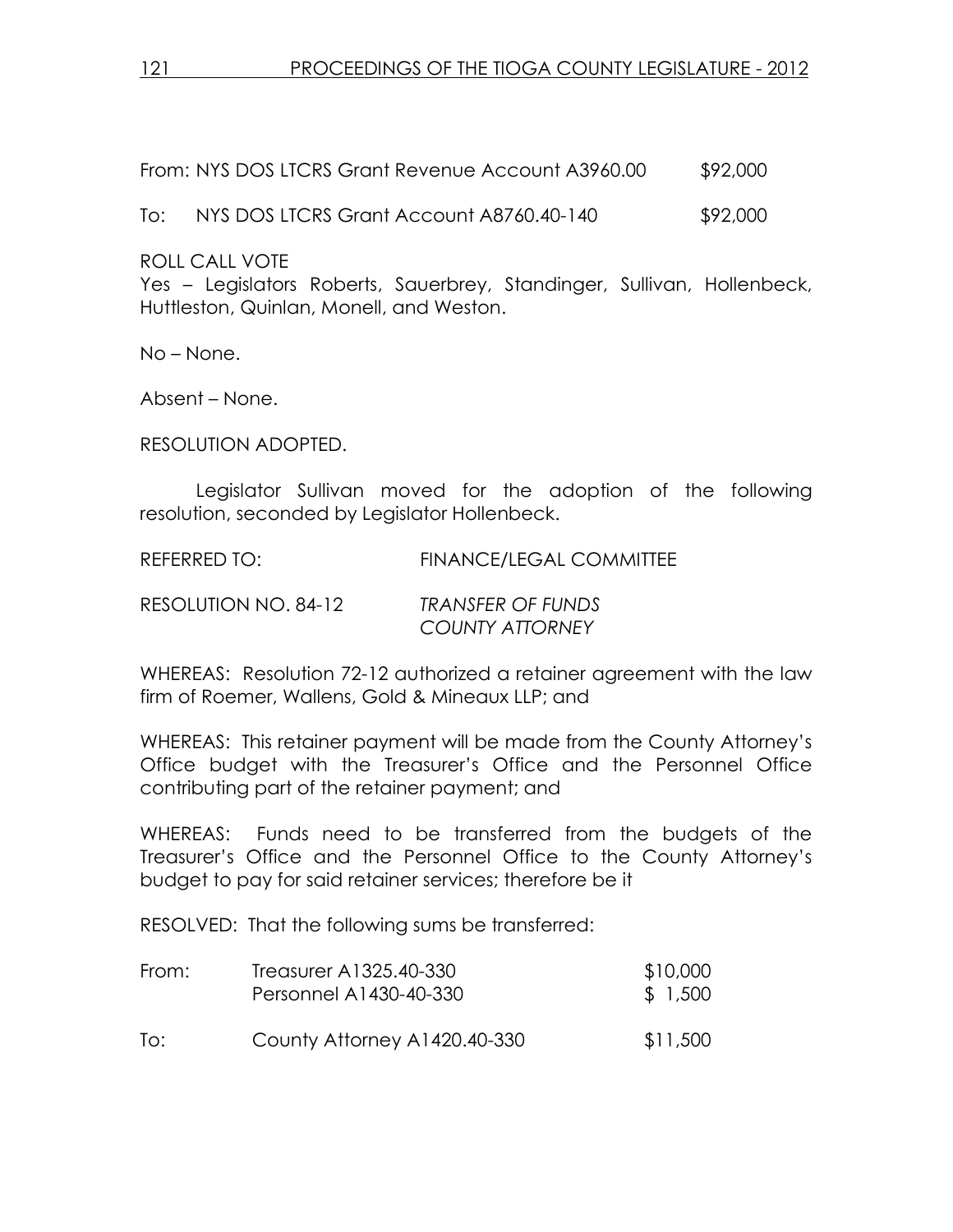From: NYS DOS LTCRS Grant Revenue Account A3960.00 $92,000

To: NYS DOS LTCRS Grant Account A8760.40-140 $92,000

ROLL CALL VOTE
Yes – Legislators Roberts, Sauerbrey, Standinger, Sullivan, Hollenbeck, Huttleston, Quinlan, Monell, and Weston.

No – None.

Absent – None.

RESOLUTION ADOPTED.

Legislator Sullivan moved for the adoption of the following resolution, seconded by Legislator Hollenbeck.

REFERRED TO: FINANCE/LEGAL COMMITTEE

RESOLUTION NO. 84-12 *TRANSFER OF FUNDS COUNTY ATTORNEY*

WHEREAS: Resolution 72-12 authorized a retainer agreement with the law firm of Roemer, Wallens, Gold & Mineaux LLP; and

WHEREAS: This retainer payment will be made from the County Attorney's Office budget with the Treasurer's Office and the Personnel Office contributing part of the retainer payment; and

WHEREAS: Funds need to be transferred from the budgets of the Treasurer's Office and the Personnel Office to the County Attorney's budget to pay for said retainer services; therefore be it

RESOLVED: That the following sums be transferred:

| | | |
|---|---|---|
| From: | Treasurer A1325.40-330 | $10,000 |
| | Personnel A1430-40-330 | $ 1,500 |
| To: | County Attorney A1420.40-330 | $11,500 |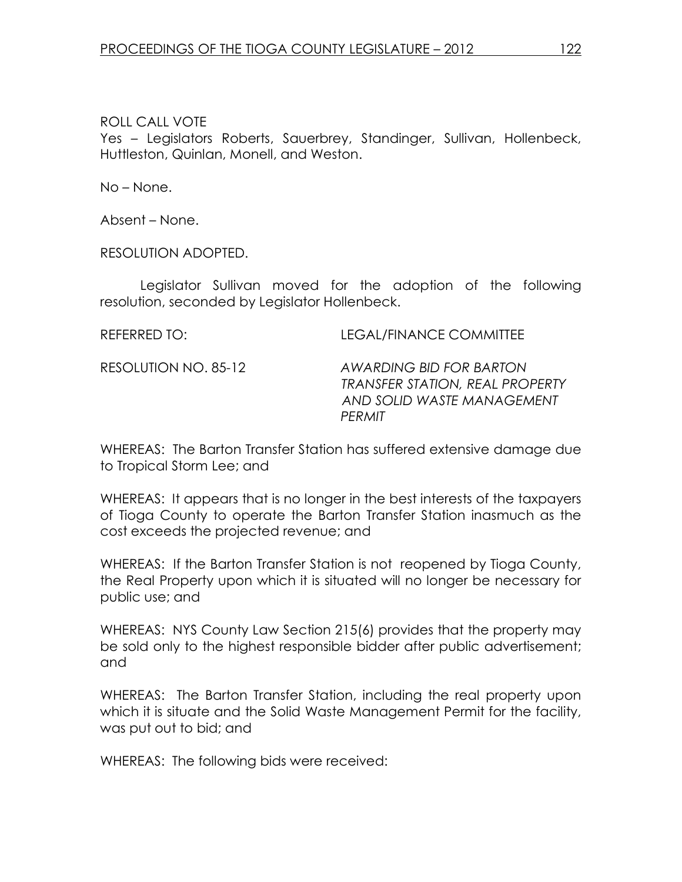ROLL CALL VOTE

Yes – Legislators Roberts, Sauerbrey, Standinger, Sullivan, Hollenbeck, Huttleston, Quinlan, Monell, and Weston.

No – None.

Absent – None.

RESOLUTION ADOPTED.

Legislator Sullivan moved for the adoption of the following resolution, seconded by Legislator Hollenbeck.

REFERRED TO: LEGAL/FINANCE COMMITTEE

RESOLUTION NO. 85-12 *AWARDING BID FOR BARTON TRANSFER STATION, REAL PROPERTY AND SOLID WASTE MANAGEMENT PERMIT*

WHEREAS: The Barton Transfer Station has suffered extensive damage due to Tropical Storm Lee; and

WHEREAS: It appears that is no longer in the best interests of the taxpayers of Tioga County to operate the Barton Transfer Station inasmuch as the cost exceeds the projected revenue; and

WHEREAS: If the Barton Transfer Station is not reopened by Tioga County, the Real Property upon which it is situated will no longer be necessary for public use; and

WHEREAS: NYS County Law Section 215(6) provides that the property may be sold only to the highest responsible bidder after public advertisement; and

WHEREAS: The Barton Transfer Station, including the real property upon which it is situate and the Solid Waste Management Permit for the facility, was put out to bid; and

WHEREAS: The following bids were received: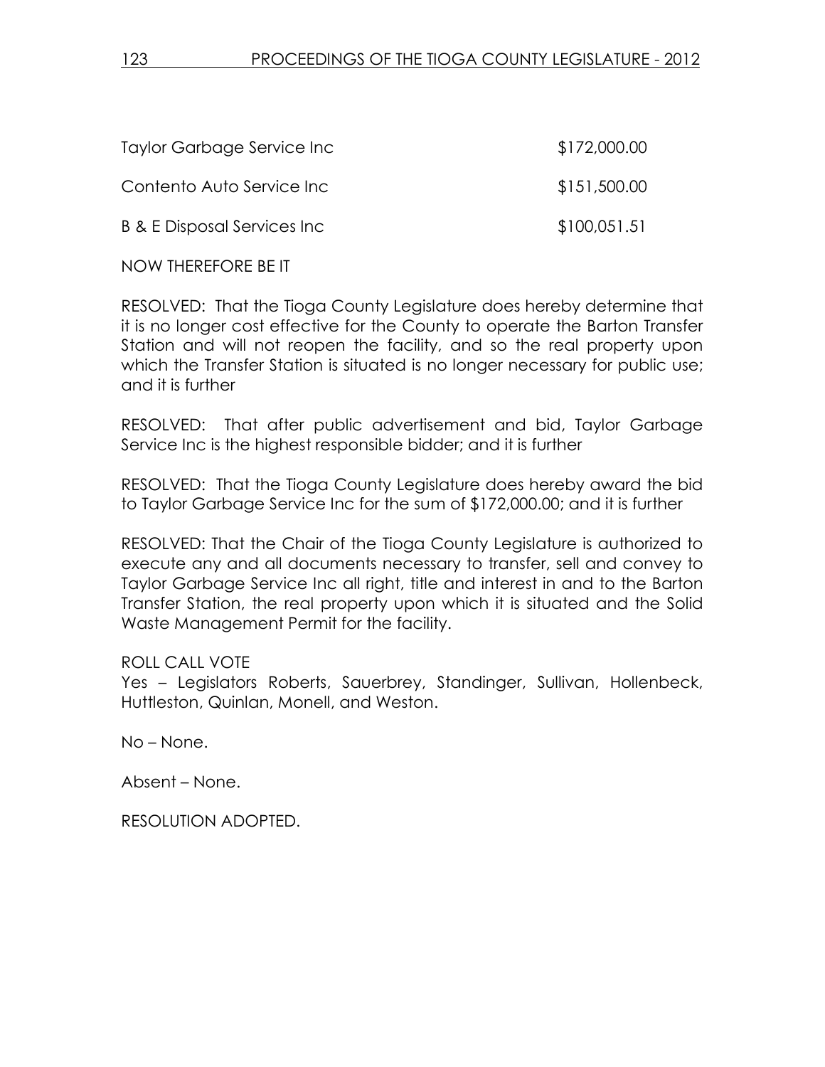| | |
|---|---|
| Taylor Garbage Service Inc | $172,000.00 |
| Contento Auto Service Inc | $151,500.00 |
| B & E Disposal Services Inc | $100,051.51 |

NOW THEREFORE BE IT

RESOLVED: That the Tioga County Legislature does hereby determine that it is no longer cost effective for the County to operate the Barton Transfer Station and will not reopen the facility, and so the real property upon which the Transfer Station is situated is no longer necessary for public use; and it is further

RESOLVED: That after public advertisement and bid, Taylor Garbage Service Inc is the highest responsible bidder; and it is further

RESOLVED: That the Tioga County Legislature does hereby award the bid to Taylor Garbage Service Inc for the sum of $172,000.00; and it is further

RESOLVED: That the Chair of the Tioga County Legislature is authorized to execute any and all documents necessary to transfer, sell and convey to Taylor Garbage Service Inc all right, title and interest in and to the Barton Transfer Station, the real property upon which it is situated and the Solid Waste Management Permit for the facility.

ROLL CALL VOTE
Yes – Legislators Roberts, Sauerbrey, Standinger, Sullivan, Hollenbeck, Huttleston, Quinlan, Monell, and Weston.

No – None.

Absent – None.

RESOLUTION ADOPTED.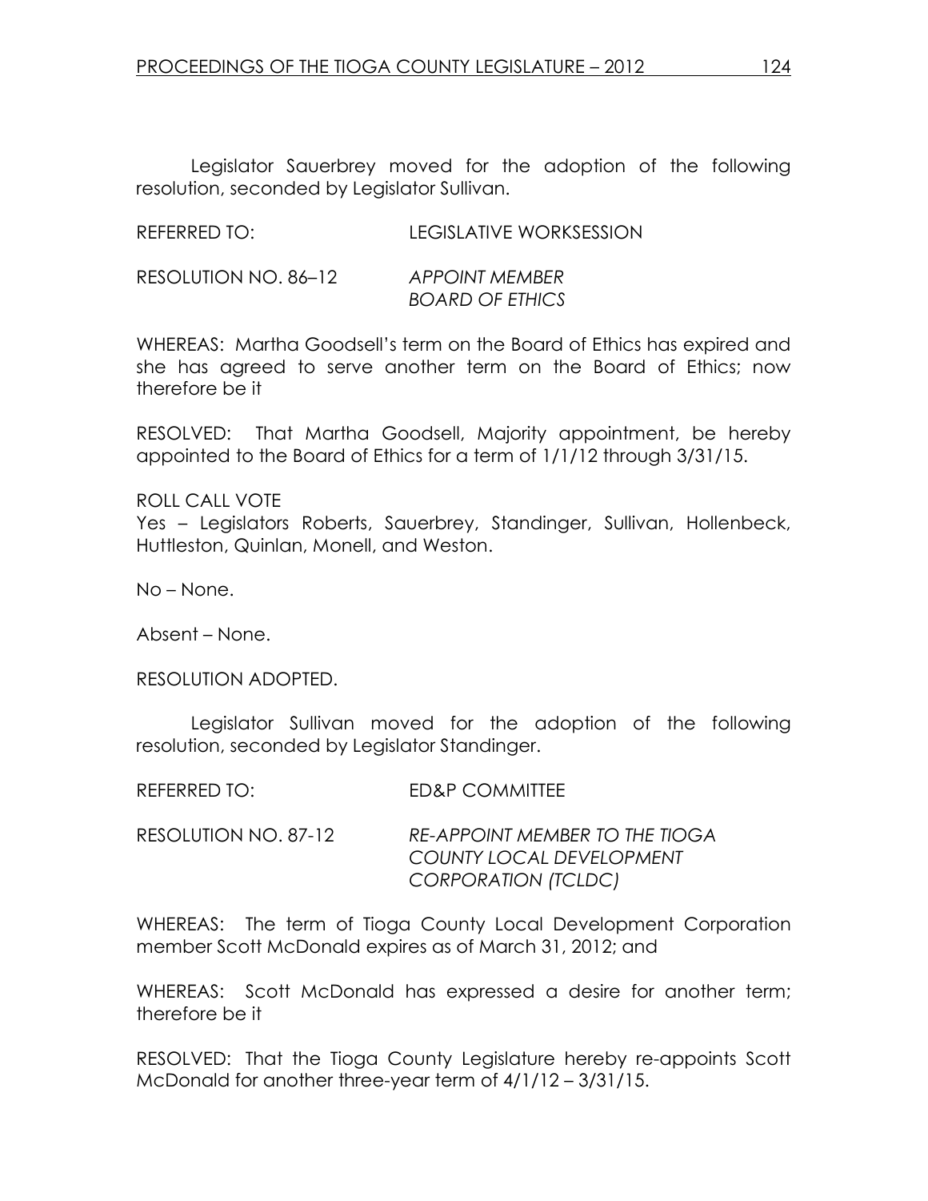Legislator Sauerbrey moved for the adoption of the following resolution, seconded by Legislator Sullivan.

REFERRED TO: LEGISLATIVE WORKSESSION

RESOLUTION NO. 86–12 *APPOINT MEMBER BOARD OF ETHICS*

WHEREAS: Martha Goodsell's term on the Board of Ethics has expired and she has agreed to serve another term on the Board of Ethics; now therefore be it

RESOLVED: That Martha Goodsell, Majority appointment, be hereby appointed to the Board of Ethics for a term of 1/1/12 through 3/31/15.

ROLL CALL VOTE
Yes – Legislators Roberts, Sauerbrey, Standinger, Sullivan, Hollenbeck, Huttleston, Quinlan, Monell, and Weston.

No – None.

Absent – None.

RESOLUTION ADOPTED.

Legislator Sullivan moved for the adoption of the following resolution, seconded by Legislator Standinger.

REFERRED TO: ED&P COMMITTEE

RESOLUTION NO. 87-12 *RE-APPOINT MEMBER TO THE TIOGA COUNTY LOCAL DEVELOPMENT CORPORATION (TCLDC)*

WHEREAS: The term of Tioga County Local Development Corporation member Scott McDonald expires as of March 31, 2012; and

WHEREAS: Scott McDonald has expressed a desire for another term; therefore be it

RESOLVED: That the Tioga County Legislature hereby re-appoints Scott McDonald for another three-year term of 4/1/12 – 3/31/15.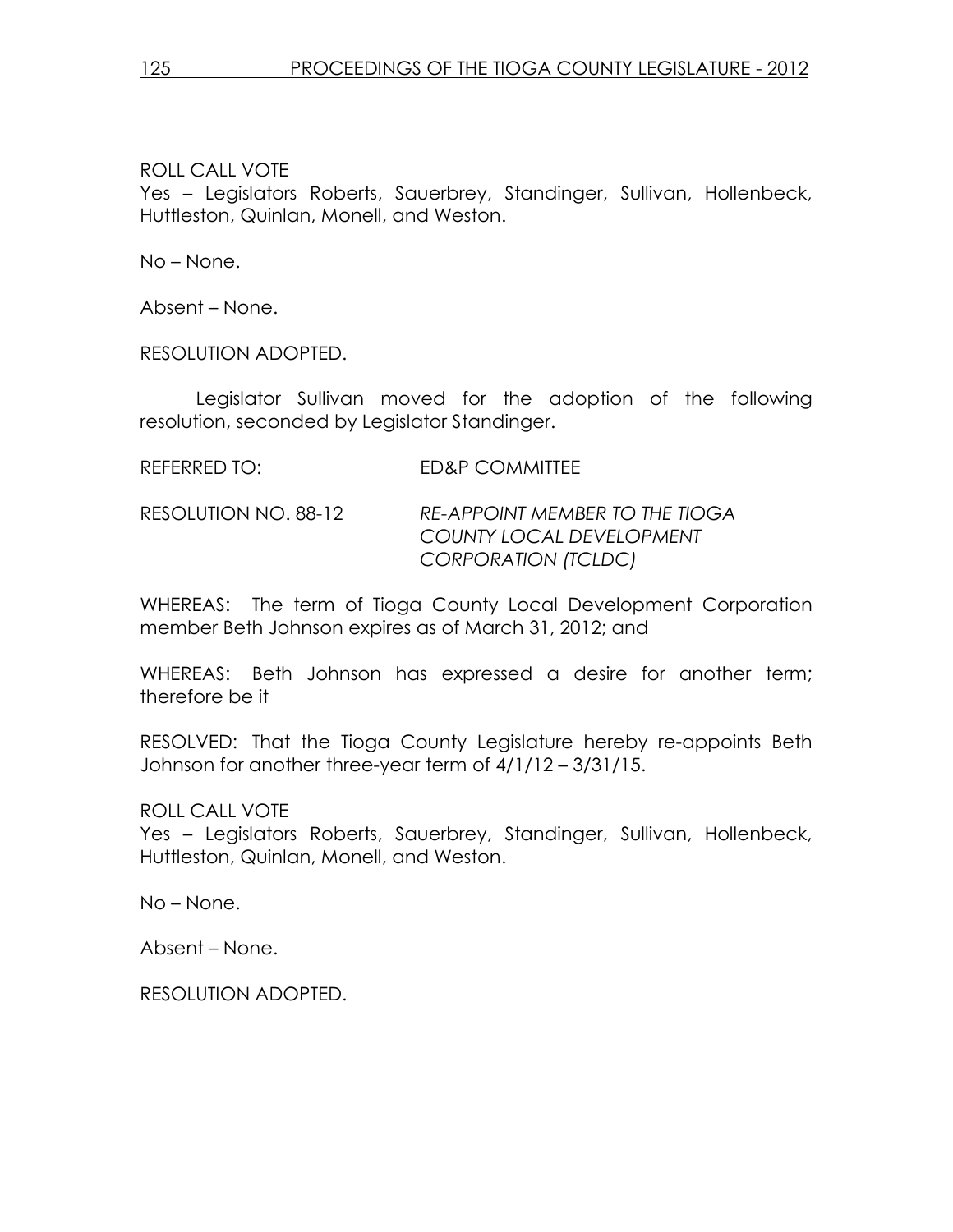ROLL CALL VOTE
Yes – Legislators Roberts, Sauerbrey, Standinger, Sullivan, Hollenbeck, Huttleston, Quinlan, Monell, and Weston.

No – None.

Absent – None.

RESOLUTION ADOPTED.

Legislator Sullivan moved for the adoption of the following resolution, seconded by Legislator Standinger.

REFERRED TO: ED&P COMMITTEE

RESOLUTION NO. 88-12 *RE-APPOINT MEMBER TO THE TIOGA COUNTY LOCAL DEVELOPMENT CORPORATION (TCLDC)*

WHEREAS: The term of Tioga County Local Development Corporation member Beth Johnson expires as of March 31, 2012; and

WHEREAS: Beth Johnson has expressed a desire for another term; therefore be it

RESOLVED: That the Tioga County Legislature hereby re-appoints Beth Johnson for another three-year term of 4/1/12 – 3/31/15.

ROLL CALL VOTE
Yes – Legislators Roberts, Sauerbrey, Standinger, Sullivan, Hollenbeck, Huttleston, Quinlan, Monell, and Weston.

No – None.

Absent – None.

RESOLUTION ADOPTED.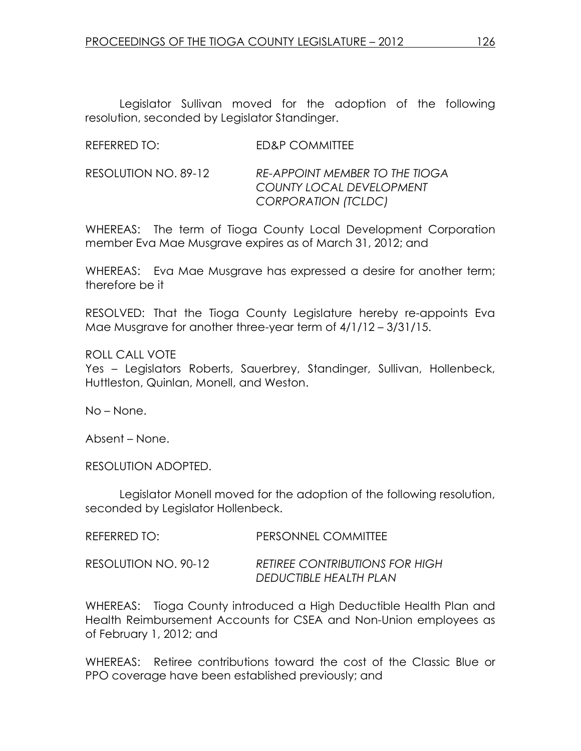Legislator Sullivan moved for the adoption of the following resolution, seconded by Legislator Standinger.

REFERRED TO: ED&P COMMITTEE

RESOLUTION NO. 89-12 *RE-APPOINT MEMBER TO THE TIOGA COUNTY LOCAL DEVELOPMENT CORPORATION (TCLDC)*

WHEREAS: The term of Tioga County Local Development Corporation member Eva Mae Musgrave expires as of March 31, 2012; and

WHEREAS: Eva Mae Musgrave has expressed a desire for another term; therefore be it

RESOLVED: That the Tioga County Legislature hereby re-appoints Eva Mae Musgrave for another three-year term of 4/1/12 – 3/31/15.

ROLL CALL VOTE
Yes – Legislators Roberts, Sauerbrey, Standinger, Sullivan, Hollenbeck, Huttleston, Quinlan, Monell, and Weston.

No – None.

Absent – None.

RESOLUTION ADOPTED.

Legislator Monell moved for the adoption of the following resolution, seconded by Legislator Hollenbeck.

REFERRED TO: PERSONNEL COMMITTEE

RESOLUTION NO. 90-12 *RETIREE CONTRIBUTIONS FOR HIGH DEDUCTIBLE HEALTH PLAN*

WHEREAS: Tioga County introduced a High Deductible Health Plan and Health Reimbursement Accounts for CSEA and Non-Union employees as of February 1, 2012; and

WHEREAS: Retiree contributions toward the cost of the Classic Blue or PPO coverage have been established previously; and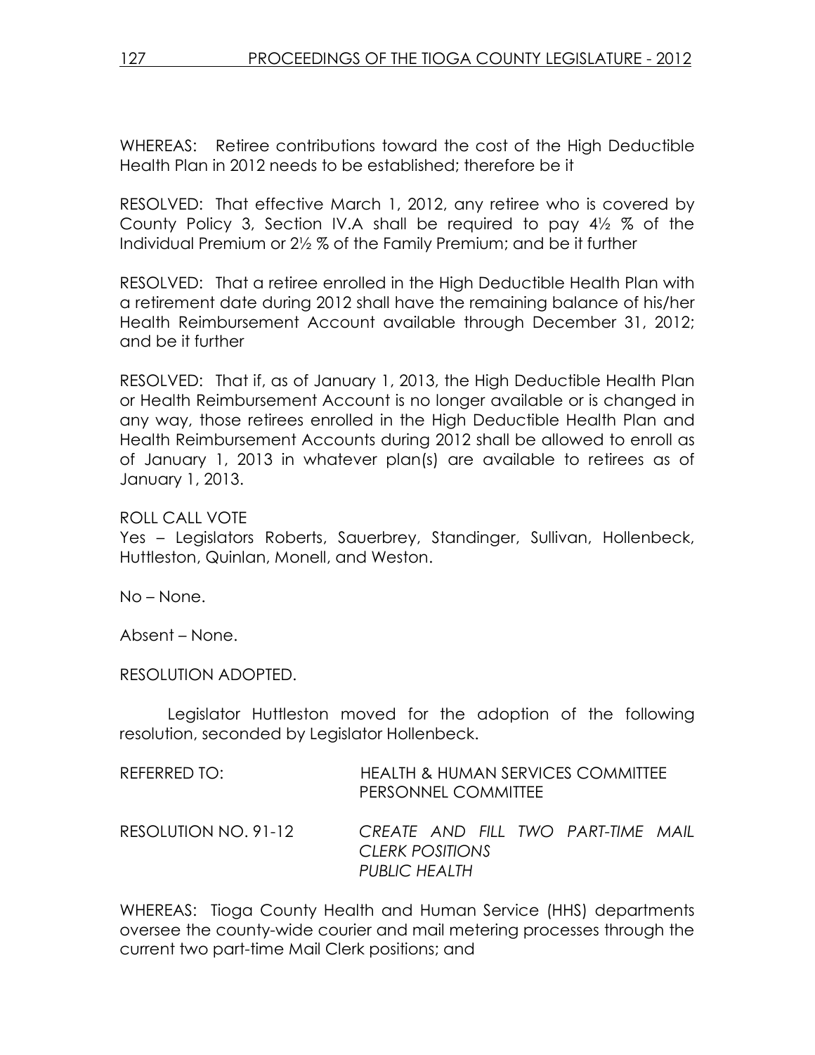WHEREAS: Retiree contributions toward the cost of the High Deductible Health Plan in 2012 needs to be established; therefore be it

RESOLVED: That effective March 1, 2012, any retiree who is covered by County Policy 3, Section IV.A shall be required to pay 4½ % of the Individual Premium or 2½ % of the Family Premium; and be it further

RESOLVED: That a retiree enrolled in the High Deductible Health Plan with a retirement date during 2012 shall have the remaining balance of his/her Health Reimbursement Account available through December 31, 2012; and be it further

RESOLVED: That if, as of January 1, 2013, the High Deductible Health Plan or Health Reimbursement Account is no longer available or is changed in any way, those retirees enrolled in the High Deductible Health Plan and Health Reimbursement Accounts during 2012 shall be allowed to enroll as of January 1, 2013 in whatever plan(s) are available to retirees as of January 1, 2013.

ROLL CALL VOTE
Yes – Legislators Roberts, Sauerbrey, Standinger, Sullivan, Hollenbeck, Huttleston, Quinlan, Monell, and Weston.

No – None.

Absent – None.

RESOLUTION ADOPTED.

Legislator Huttleston moved for the adoption of the following resolution, seconded by Legislator Hollenbeck.

REFERRED TO: HEALTH & HUMAN SERVICES COMMITTEE
PERSONNEL COMMITTEE

RESOLUTION NO. 91-12 *CREATE AND FILL TWO PART-TIME MAIL CLERK POSITIONS*
*PUBLIC HEALTH*

WHEREAS: Tioga County Health and Human Service (HHS) departments oversee the county-wide courier and mail metering processes through the current two part-time Mail Clerk positions; and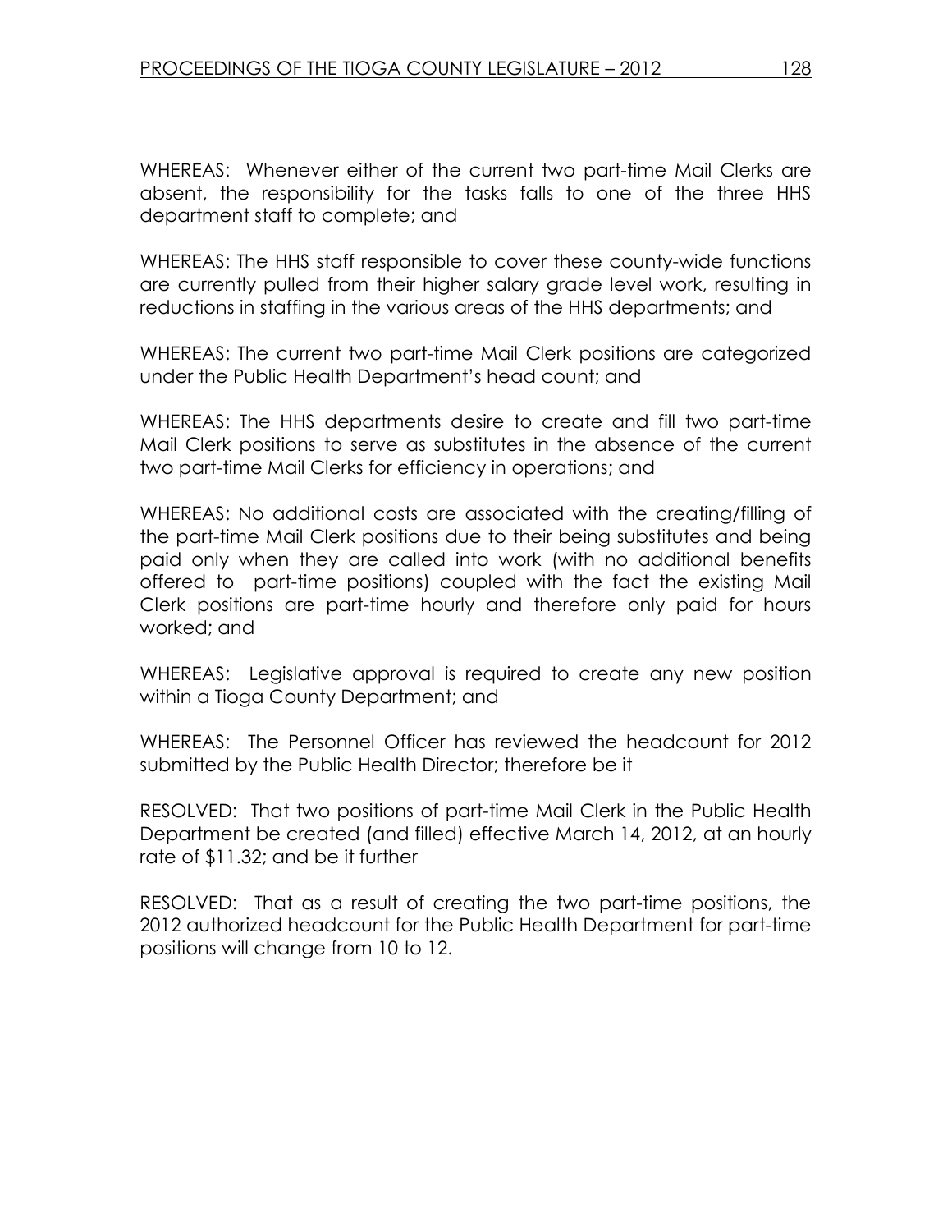WHEREAS: Whenever either of the current two part-time Mail Clerks are absent, the responsibility for the tasks falls to one of the three HHS department staff to complete; and

WHEREAS: The HHS staff responsible to cover these county-wide functions are currently pulled from their higher salary grade level work, resulting in reductions in staffing in the various areas of the HHS departments; and

WHEREAS: The current two part-time Mail Clerk positions are categorized under the Public Health Department's head count; and

WHEREAS: The HHS departments desire to create and fill two part-time Mail Clerk positions to serve as substitutes in the absence of the current two part-time Mail Clerks for efficiency in operations; and

WHEREAS: No additional costs are associated with the creating/filling of the part-time Mail Clerk positions due to their being substitutes and being paid only when they are called into work (with no additional benefits offered to part-time positions) coupled with the fact the existing Mail Clerk positions are part-time hourly and therefore only paid for hours worked; and

WHEREAS: Legislative approval is required to create any new position within a Tioga County Department; and

WHEREAS: The Personnel Officer has reviewed the headcount for 2012 submitted by the Public Health Director; therefore be it

RESOLVED: That two positions of part-time Mail Clerk in the Public Health Department be created (and filled) effective March 14, 2012, at an hourly rate of $11.32; and be it further

RESOLVED: That as a result of creating the two part-time positions, the 2012 authorized headcount for the Public Health Department for part-time positions will change from 10 to 12.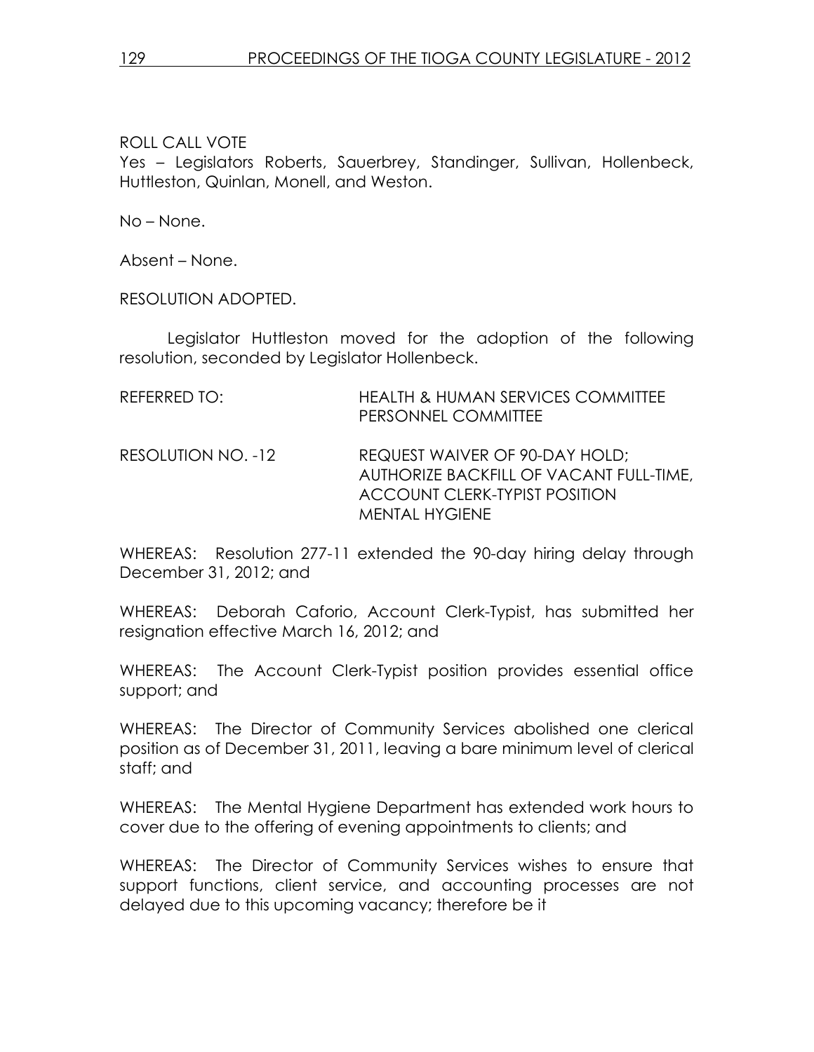ROLL CALL VOTE
Yes – Legislators Roberts, Sauerbrey, Standinger, Sullivan, Hollenbeck, Huttleston, Quinlan, Monell, and Weston.

No – None.

Absent – None.

RESOLUTION ADOPTED.

Legislator Huttleston moved for the adoption of the following resolution, seconded by Legislator Hollenbeck.

| | |
|---|---|
| REFERRED TO: | HEALTH & HUMAN SERVICES COMMITTEE<br>PERSONNEL COMMITTEE |
| RESOLUTION NO. -12 | REQUEST WAIVER OF 90-DAY HOLD;<br>AUTHORIZE BACKFILL OF VACANT FULL-TIME,<br>ACCOUNT CLERK-TYPIST POSITION<br>MENTAL HYGIENE |

WHEREAS: Resolution 277-11 extended the 90-day hiring delay through December 31, 2012; and

WHEREAS: Deborah Caforio, Account Clerk-Typist, has submitted her resignation effective March 16, 2012; and

WHEREAS: The Account Clerk-Typist position provides essential office support; and

WHEREAS: The Director of Community Services abolished one clerical position as of December 31, 2011, leaving a bare minimum level of clerical staff; and

WHEREAS: The Mental Hygiene Department has extended work hours to cover due to the offering of evening appointments to clients; and

WHEREAS: The Director of Community Services wishes to ensure that support functions, client service, and accounting processes are not delayed due to this upcoming vacancy; therefore be it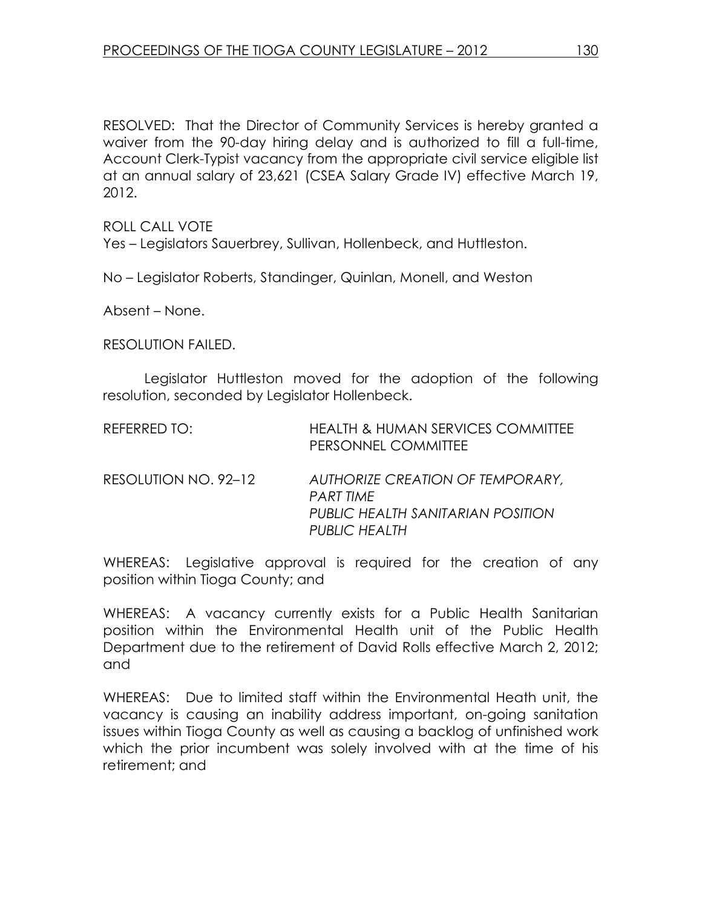RESOLVED: That the Director of Community Services is hereby granted a waiver from the 90-day hiring delay and is authorized to fill a full-time, Account Clerk-Typist vacancy from the appropriate civil service eligible list at an annual salary of 23,621 (CSEA Salary Grade IV) effective March 19, 2012.

ROLL CALL VOTE
Yes – Legislators Sauerbrey, Sullivan, Hollenbeck, and Huttleston.

No – Legislator Roberts, Standinger, Quinlan, Monell, and Weston

Absent – None.

RESOLUTION FAILED.

Legislator Huttleston moved for the adoption of the following resolution, seconded by Legislator Hollenbeck.

REFERRED TO: HEALTH & HUMAN SERVICES COMMITTEE
PERSONNEL COMMITTEE

RESOLUTION NO. 92–12 *AUTHORIZE CREATION OF TEMPORARY, PART TIME PUBLIC HEALTH SANITARIAN POSITION PUBLIC HEALTH*

WHEREAS: Legislative approval is required for the creation of any position within Tioga County; and

WHEREAS: A vacancy currently exists for a Public Health Sanitarian position within the Environmental Health unit of the Public Health Department due to the retirement of David Rolls effective March 2, 2012; and

WHEREAS: Due to limited staff within the Environmental Heath unit, the vacancy is causing an inability address important, on-going sanitation issues within Tioga County as well as causing a backlog of unfinished work which the prior incumbent was solely involved with at the time of his retirement; and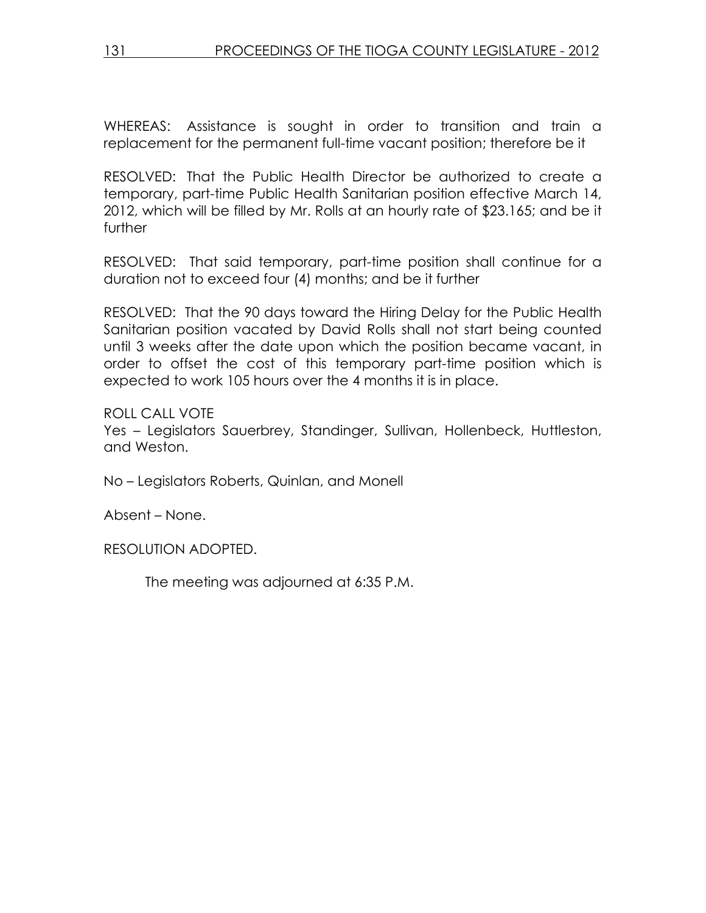WHEREAS: Assistance is sought in order to transition and train a replacement for the permanent full-time vacant position; therefore be it

RESOLVED: That the Public Health Director be authorized to create a temporary, part-time Public Health Sanitarian position effective March 14, 2012, which will be filled by Mr. Rolls at an hourly rate of $23.165; and be it further

RESOLVED: That said temporary, part-time position shall continue for a duration not to exceed four (4) months; and be it further

RESOLVED: That the 90 days toward the Hiring Delay for the Public Health Sanitarian position vacated by David Rolls shall not start being counted until 3 weeks after the date upon which the position became vacant, in order to offset the cost of this temporary part-time position which is expected to work 105 hours over the 4 months it is in place.

ROLL CALL VOTE
Yes – Legislators Sauerbrey, Standinger, Sullivan, Hollenbeck, Huttleston, and Weston.

No – Legislators Roberts, Quinlan, and Monell

Absent – None.

RESOLUTION ADOPTED.

The meeting was adjourned at 6:35 P.M.